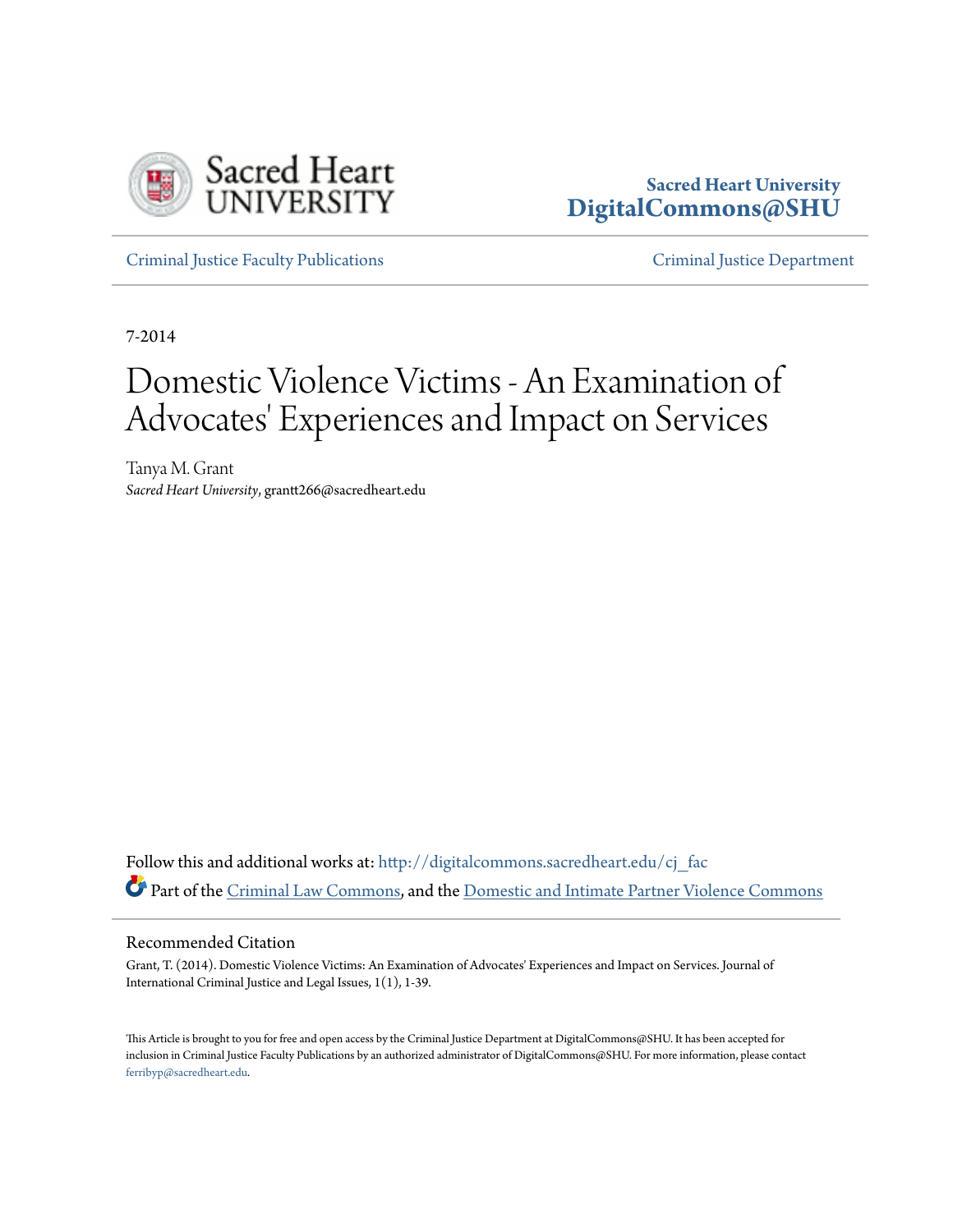Sacred Heart University
DigitalCommons@SHU

Criminal Justice Faculty Publications

Criminal Justice Department

7-2014

# Domestic Violence Victims - An Examination of Advocates' Experiences and Impact on Services

Tanya M. Grant
*Sacred Heart University*, grantt266@sacredheart.edu

Follow this and additional works at: http://digitalcommons.sacredheart.edu/cj_fac

Part of the Criminal Law Commons, and the Domestic and Intimate Partner Violence Commons

## Recommended Citation

Grant, T. (2014). Domestic Violence Victims: An Examination of Advocates' Experiences and Impact on Services. Journal of International Criminal Justice and Legal Issues, 1(1), 1-39.

This Article is brought to you for free and open access by the Criminal Justice Department at DigitalCommons@SHU. It has been accepted for inclusion in Criminal Justice Faculty Publications by an authorized administrator of DigitalCommons@SHU. For more information, please contact ferribyp@sacredheart.edu.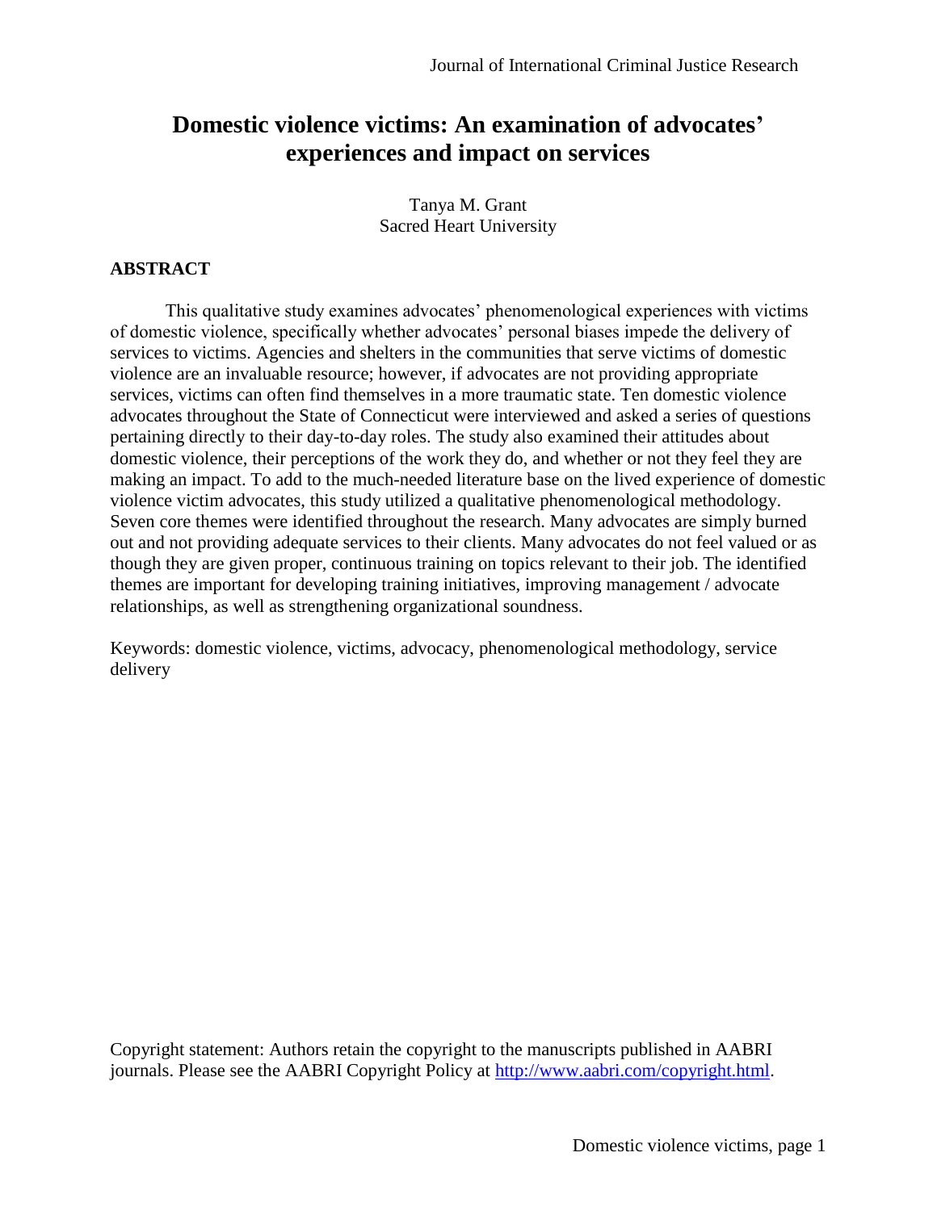# Domestic violence victims: An examination of advocates' experiences and impact on services

Tanya M. Grant
Sacred Heart University

## ABSTRACT

This qualitative study examines advocates' phenomenological experiences with victims of domestic violence, specifically whether advocates' personal biases impede the delivery of services to victims. Agencies and shelters in the communities that serve victims of domestic violence are an invaluable resource; however, if advocates are not providing appropriate services, victims can often find themselves in a more traumatic state. Ten domestic violence advocates throughout the State of Connecticut were interviewed and asked a series of questions pertaining directly to their day-to-day roles. The study also examined their attitudes about domestic violence, their perceptions of the work they do, and whether or not they feel they are making an impact. To add to the much-needed literature base on the lived experience of domestic violence victim advocates, this study utilized a qualitative phenomenological methodology. Seven core themes were identified throughout the research. Many advocates are simply burned out and not providing adequate services to their clients. Many advocates do not feel valued or as though they are given proper, continuous training on topics relevant to their job. The identified themes are important for developing training initiatives, improving management / advocate relationships, as well as strengthening organizational soundness.

Keywords: domestic violence, victims, advocacy, phenomenological methodology, service delivery

Copyright statement: Authors retain the copyright to the manuscripts published in AABRI journals. Please see the AABRI Copyright Policy at http://www.aabri.com/copyright.html.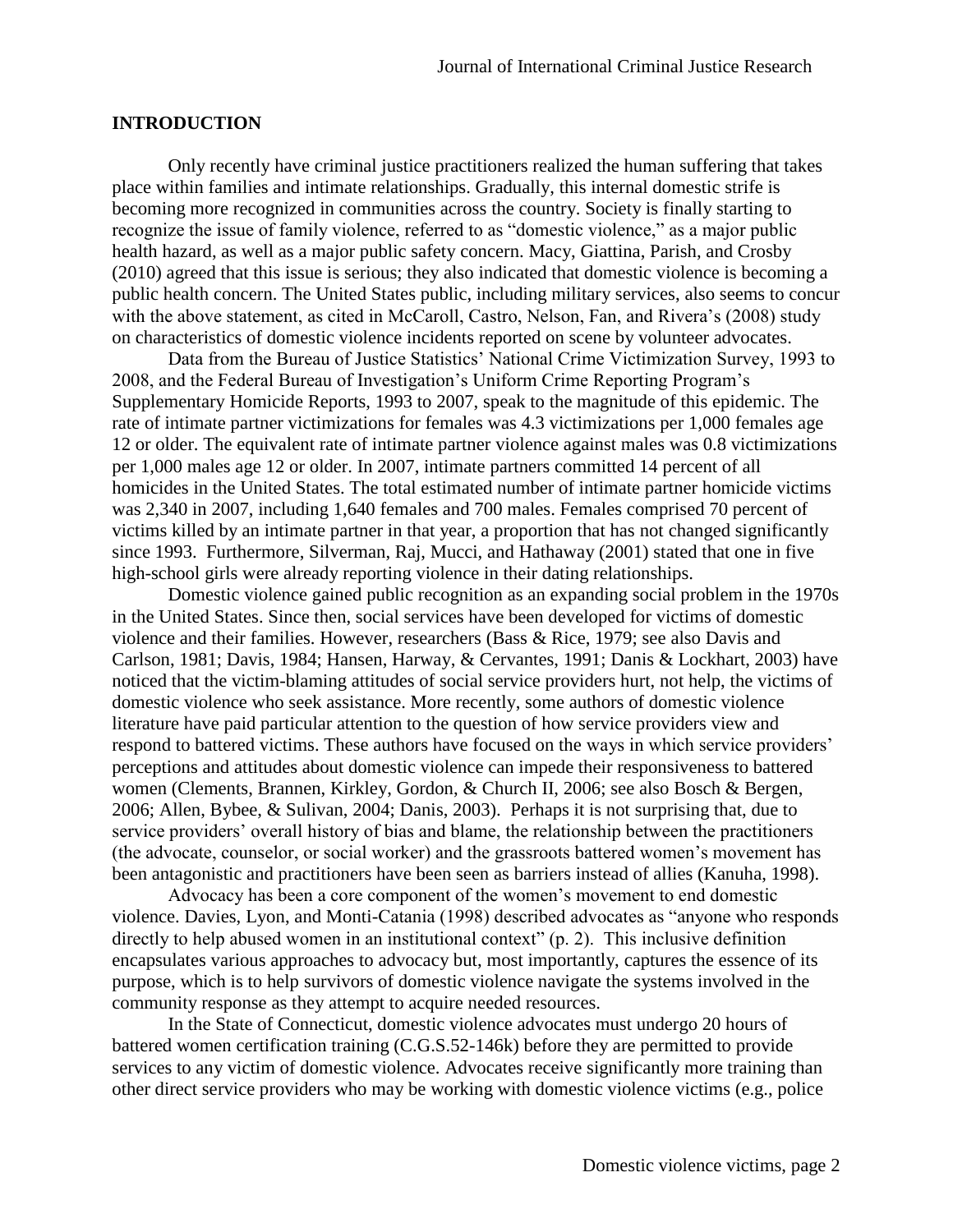## INTRODUCTION

Only recently have criminal justice practitioners realized the human suffering that takes place within families and intimate relationships. Gradually, this internal domestic strife is becoming more recognized in communities across the country. Society is finally starting to recognize the issue of family violence, referred to as "domestic violence," as a major public health hazard, as well as a major public safety concern. Macy, Giattina, Parish, and Crosby (2010) agreed that this issue is serious; they also indicated that domestic violence is becoming a public health concern. The United States public, including military services, also seems to concur with the above statement, as cited in McCaroll, Castro, Nelson, Fan, and Rivera's (2008) study on characteristics of domestic violence incidents reported on scene by volunteer advocates.

Data from the Bureau of Justice Statistics' National Crime Victimization Survey, 1993 to 2008, and the Federal Bureau of Investigation's Uniform Crime Reporting Program's Supplementary Homicide Reports, 1993 to 2007, speak to the magnitude of this epidemic. The rate of intimate partner victimizations for females was 4.3 victimizations per 1,000 females age 12 or older. The equivalent rate of intimate partner violence against males was 0.8 victimizations per 1,000 males age 12 or older. In 2007, intimate partners committed 14 percent of all homicides in the United States. The total estimated number of intimate partner homicide victims was 2,340 in 2007, including 1,640 females and 700 males. Females comprised 70 percent of victims killed by an intimate partner in that year, a proportion that has not changed significantly since 1993. Furthermore, Silverman, Raj, Mucci, and Hathaway (2001) stated that one in five high-school girls were already reporting violence in their dating relationships.

Domestic violence gained public recognition as an expanding social problem in the 1970s in the United States. Since then, social services have been developed for victims of domestic violence and their families. However, researchers (Bass & Rice, 1979; see also Davis and Carlson, 1981; Davis, 1984; Hansen, Harway, & Cervantes, 1991; Danis & Lockhart, 2003) have noticed that the victim-blaming attitudes of social service providers hurt, not help, the victims of domestic violence who seek assistance. More recently, some authors of domestic violence literature have paid particular attention to the question of how service providers view and respond to battered victims. These authors have focused on the ways in which service providers' perceptions and attitudes about domestic violence can impede their responsiveness to battered women (Clements, Brannen, Kirkley, Gordon, & Church II, 2006; see also Bosch & Bergen, 2006; Allen, Bybee, & Sulivan, 2004; Danis, 2003). Perhaps it is not surprising that, due to service providers' overall history of bias and blame, the relationship between the practitioners (the advocate, counselor, or social worker) and the grassroots battered women's movement has been antagonistic and practitioners have been seen as barriers instead of allies (Kanuha, 1998).

Advocacy has been a core component of the women's movement to end domestic violence. Davies, Lyon, and Monti-Catania (1998) described advocates as "anyone who responds directly to help abused women in an institutional context" (p. 2). This inclusive definition encapsulates various approaches to advocacy but, most importantly, captures the essence of its purpose, which is to help survivors of domestic violence navigate the systems involved in the community response as they attempt to acquire needed resources.

In the State of Connecticut, domestic violence advocates must undergo 20 hours of battered women certification training (C.G.S.52-146k) before they are permitted to provide services to any victim of domestic violence. Advocates receive significantly more training than other direct service providers who may be working with domestic violence victims (e.g., police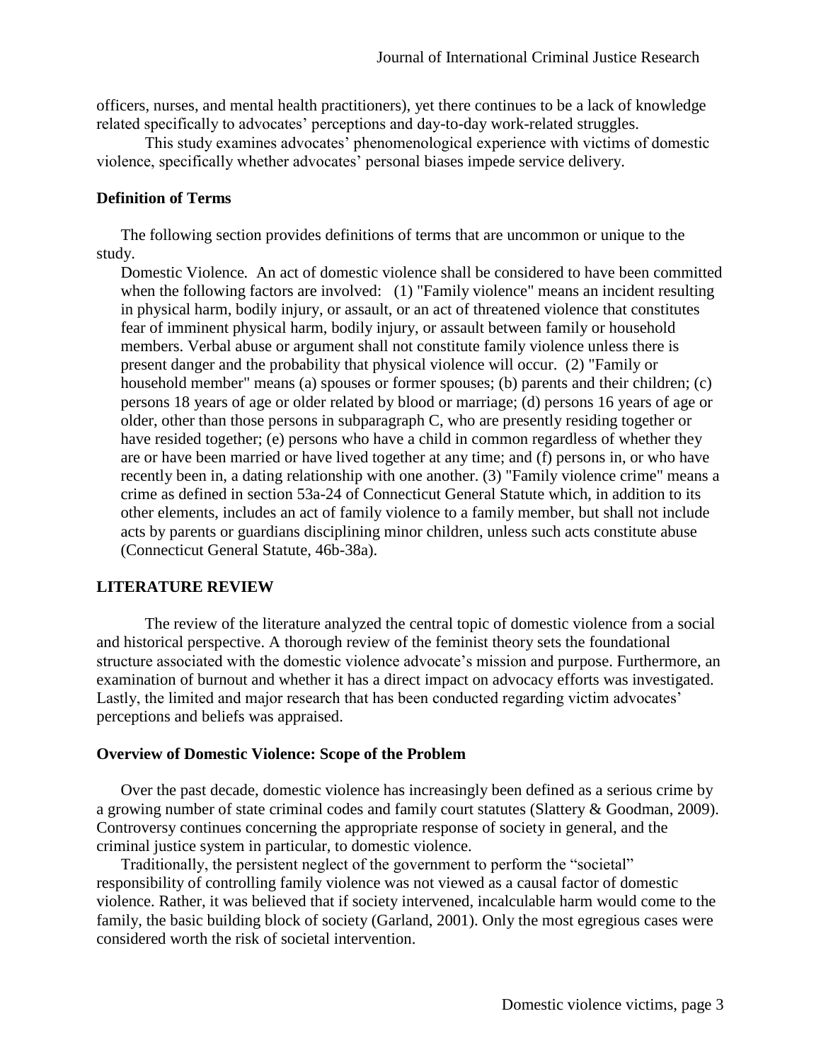officers, nurses, and mental health practitioners), yet there continues to be a lack of knowledge related specifically to advocates' perceptions and day-to-day work-related struggles.

This study examines advocates' phenomenological experience with victims of domestic violence, specifically whether advocates' personal biases impede service delivery.

### Definition of Terms

The following section provides definitions of terms that are uncommon or unique to the study.

Domestic Violence. An act of domestic violence shall be considered to have been committed when the following factors are involved: (1) "Family violence" means an incident resulting in physical harm, bodily injury, or assault, or an act of threatened violence that constitutes fear of imminent physical harm, bodily injury, or assault between family or household members. Verbal abuse or argument shall not constitute family violence unless there is present danger and the probability that physical violence will occur. (2) "Family or household member" means (a) spouses or former spouses; (b) parents and their children; (c) persons 18 years of age or older related by blood or marriage; (d) persons 16 years of age or older, other than those persons in subparagraph C, who are presently residing together or have resided together; (e) persons who have a child in common regardless of whether they are or have been married or have lived together at any time; and (f) persons in, or who have recently been in, a dating relationship with one another. (3) "Family violence crime" means a crime as defined in section 53a-24 of Connecticut General Statute which, in addition to its other elements, includes an act of family violence to a family member, but shall not include acts by parents or guardians disciplining minor children, unless such acts constitute abuse (Connecticut General Statute, 46b-38a).

## LITERATURE REVIEW

The review of the literature analyzed the central topic of domestic violence from a social and historical perspective. A thorough review of the feminist theory sets the foundational structure associated with the domestic violence advocate's mission and purpose. Furthermore, an examination of burnout and whether it has a direct impact on advocacy efforts was investigated. Lastly, the limited and major research that has been conducted regarding victim advocates' perceptions and beliefs was appraised.

### Overview of Domestic Violence: Scope of the Problem

Over the past decade, domestic violence has increasingly been defined as a serious crime by a growing number of state criminal codes and family court statutes (Slattery & Goodman, 2009). Controversy continues concerning the appropriate response of society in general, and the criminal justice system in particular, to domestic violence.

Traditionally, the persistent neglect of the government to perform the "societal" responsibility of controlling family violence was not viewed as a causal factor of domestic violence. Rather, it was believed that if society intervened, incalculable harm would come to the family, the basic building block of society (Garland, 2001). Only the most egregious cases were considered worth the risk of societal intervention.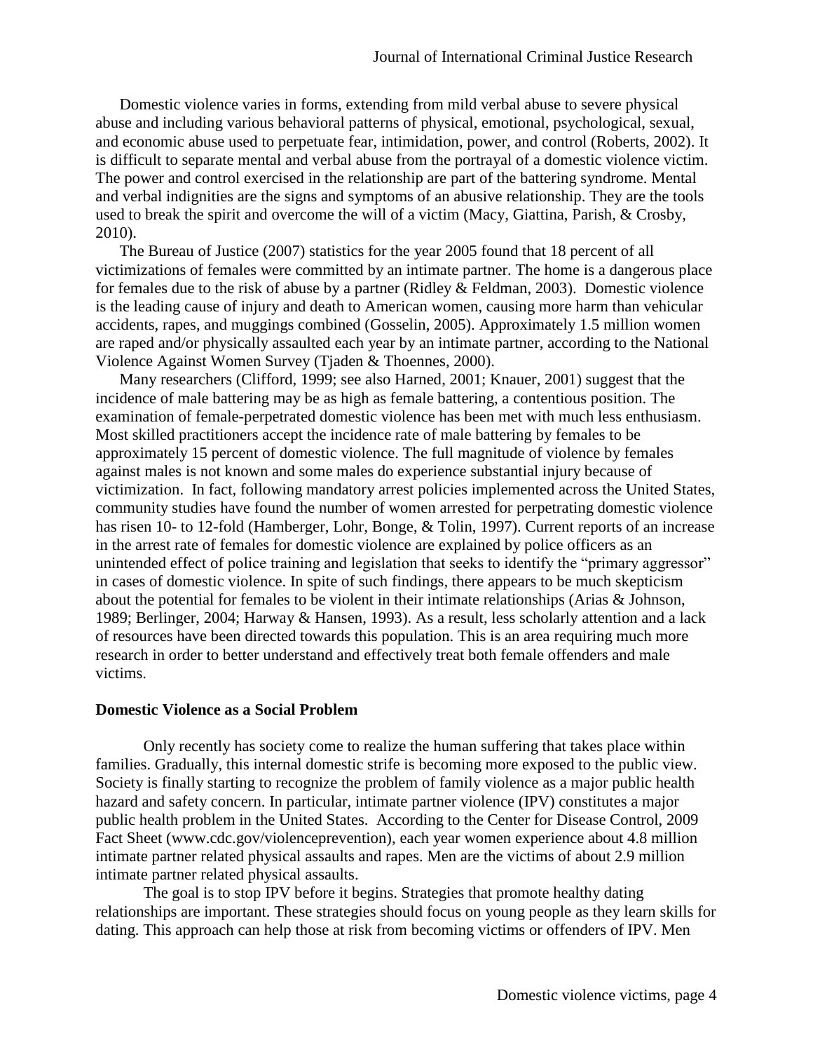Domestic violence varies in forms, extending from mild verbal abuse to severe physical abuse and including various behavioral patterns of physical, emotional, psychological, sexual, and economic abuse used to perpetuate fear, intimidation, power, and control (Roberts, 2002). It is difficult to separate mental and verbal abuse from the portrayal of a domestic violence victim. The power and control exercised in the relationship are part of the battering syndrome. Mental and verbal indignities are the signs and symptoms of an abusive relationship. They are the tools used to break the spirit and overcome the will of a victim (Macy, Giattina, Parish, & Crosby, 2010).

The Bureau of Justice (2007) statistics for the year 2005 found that 18 percent of all victimizations of females were committed by an intimate partner. The home is a dangerous place for females due to the risk of abuse by a partner (Ridley & Feldman, 2003). Domestic violence is the leading cause of injury and death to American women, causing more harm than vehicular accidents, rapes, and muggings combined (Gosselin, 2005). Approximately 1.5 million women are raped and/or physically assaulted each year by an intimate partner, according to the National Violence Against Women Survey (Tjaden & Thoennes, 2000).

Many researchers (Clifford, 1999; see also Harned, 2001; Knauer, 2001) suggest that the incidence of male battering may be as high as female battering, a contentious position. The examination of female-perpetrated domestic violence has been met with much less enthusiasm. Most skilled practitioners accept the incidence rate of male battering by females to be approximately 15 percent of domestic violence. The full magnitude of violence by females against males is not known and some males do experience substantial injury because of victimization. In fact, following mandatory arrest policies implemented across the United States, community studies have found the number of women arrested for perpetrating domestic violence has risen 10- to 12-fold (Hamberger, Lohr, Bonge, & Tolin, 1997). Current reports of an increase in the arrest rate of females for domestic violence are explained by police officers as an unintended effect of police training and legislation that seeks to identify the "primary aggressor" in cases of domestic violence. In spite of such findings, there appears to be much skepticism about the potential for females to be violent in their intimate relationships (Arias & Johnson, 1989; Berlinger, 2004; Harway & Hansen, 1993). As a result, less scholarly attention and a lack of resources have been directed towards this population. This is an area requiring much more research in order to better understand and effectively treat both female offenders and male victims.

## Domestic Violence as a Social Problem

Only recently has society come to realize the human suffering that takes place within families. Gradually, this internal domestic strife is becoming more exposed to the public view. Society is finally starting to recognize the problem of family violence as a major public health hazard and safety concern. In particular, intimate partner violence (IPV) constitutes a major public health problem in the United States. According to the Center for Disease Control, 2009 Fact Sheet (www.cdc.gov/violenceprevention), each year women experience about 4.8 million intimate partner related physical assaults and rapes. Men are the victims of about 2.9 million intimate partner related physical assaults.

The goal is to stop IPV before it begins. Strategies that promote healthy dating relationships are important. These strategies should focus on young people as they learn skills for dating. This approach can help those at risk from becoming victims or offenders of IPV. Men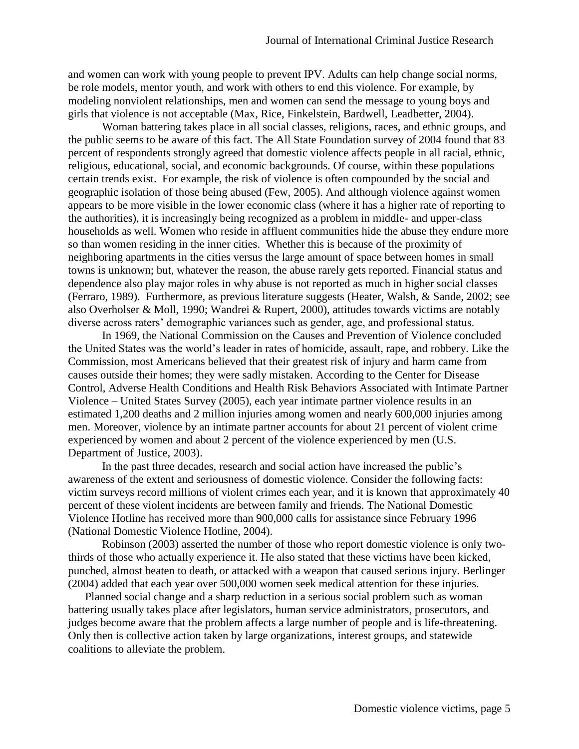and women can work with young people to prevent IPV. Adults can help change social norms, be role models, mentor youth, and work with others to end this violence. For example, by modeling nonviolent relationships, men and women can send the message to young boys and girls that violence is not acceptable (Max, Rice, Finkelstein, Bardwell, Leadbetter, 2004).

Woman battering takes place in all social classes, religions, races, and ethnic groups, and the public seems to be aware of this fact. The All State Foundation survey of 2004 found that 83 percent of respondents strongly agreed that domestic violence affects people in all racial, ethnic, religious, educational, social, and economic backgrounds. Of course, within these populations certain trends exist. For example, the risk of violence is often compounded by the social and geographic isolation of those being abused (Few, 2005). And although violence against women appears to be more visible in the lower economic class (where it has a higher rate of reporting to the authorities), it is increasingly being recognized as a problem in middle- and upper-class households as well. Women who reside in affluent communities hide the abuse they endure more so than women residing in the inner cities. Whether this is because of the proximity of neighboring apartments in the cities versus the large amount of space between homes in small towns is unknown; but, whatever the reason, the abuse rarely gets reported. Financial status and dependence also play major roles in why abuse is not reported as much in higher social classes (Ferraro, 1989). Furthermore, as previous literature suggests (Heater, Walsh, & Sande, 2002; see also Overholser & Moll, 1990; Wandrei & Rupert, 2000), attitudes towards victims are notably diverse across raters' demographic variances such as gender, age, and professional status.

In 1969, the National Commission on the Causes and Prevention of Violence concluded the United States was the world's leader in rates of homicide, assault, rape, and robbery. Like the Commission, most Americans believed that their greatest risk of injury and harm came from causes outside their homes; they were sadly mistaken. According to the Center for Disease Control, Adverse Health Conditions and Health Risk Behaviors Associated with Intimate Partner Violence – United States Survey (2005), each year intimate partner violence results in an estimated 1,200 deaths and 2 million injuries among women and nearly 600,000 injuries among men. Moreover, violence by an intimate partner accounts for about 21 percent of violent crime experienced by women and about 2 percent of the violence experienced by men (U.S. Department of Justice, 2003).

In the past three decades, research and social action have increased the public's awareness of the extent and seriousness of domestic violence. Consider the following facts: victim surveys record millions of violent crimes each year, and it is known that approximately 40 percent of these violent incidents are between family and friends. The National Domestic Violence Hotline has received more than 900,000 calls for assistance since February 1996 (National Domestic Violence Hotline, 2004).

Robinson (2003) asserted the number of those who report domestic violence is only two-thirds of those who actually experience it. He also stated that these victims have been kicked, punched, almost beaten to death, or attacked with a weapon that caused serious injury. Berlinger (2004) added that each year over 500,000 women seek medical attention for these injuries.

Planned social change and a sharp reduction in a serious social problem such as woman battering usually takes place after legislators, human service administrators, prosecutors, and judges become aware that the problem affects a large number of people and is life-threatening. Only then is collective action taken by large organizations, interest groups, and statewide coalitions to alleviate the problem.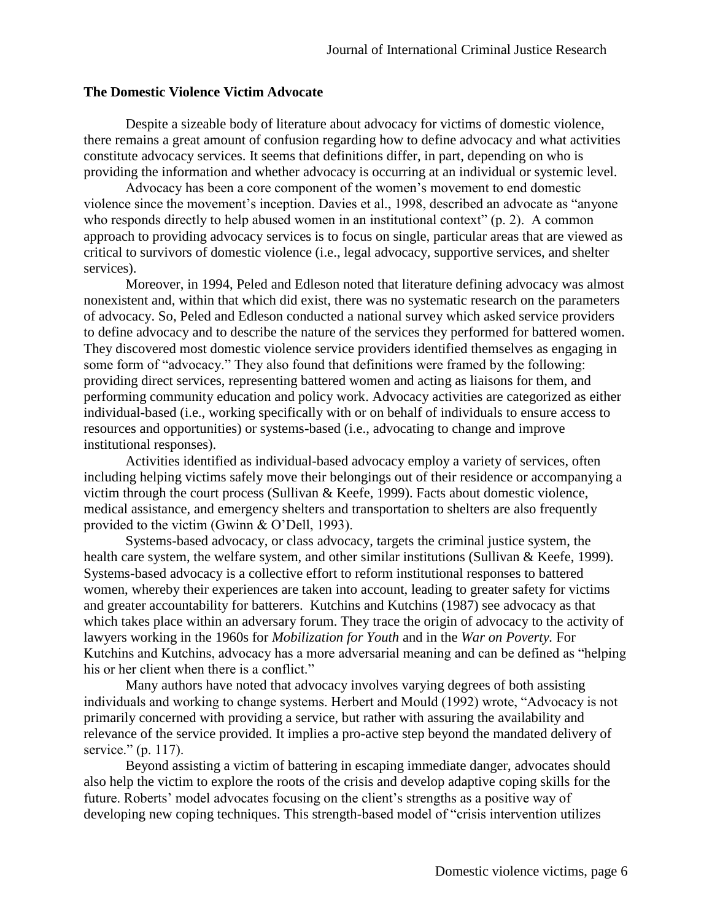### The Domestic Violence Victim Advocate

Despite a sizeable body of literature about advocacy for victims of domestic violence, there remains a great amount of confusion regarding how to define advocacy and what activities constitute advocacy services. It seems that definitions differ, in part, depending on who is providing the information and whether advocacy is occurring at an individual or systemic level.

Advocacy has been a core component of the women's movement to end domestic violence since the movement's inception. Davies et al., 1998, described an advocate as "anyone who responds directly to help abused women in an institutional context" (p. 2). A common approach to providing advocacy services is to focus on single, particular areas that are viewed as critical to survivors of domestic violence (i.e., legal advocacy, supportive services, and shelter services).

Moreover, in 1994, Peled and Edleson noted that literature defining advocacy was almost nonexistent and, within that which did exist, there was no systematic research on the parameters of advocacy. So, Peled and Edleson conducted a national survey which asked service providers to define advocacy and to describe the nature of the services they performed for battered women. They discovered most domestic violence service providers identified themselves as engaging in some form of "advocacy." They also found that definitions were framed by the following: providing direct services, representing battered women and acting as liaisons for them, and performing community education and policy work. Advocacy activities are categorized as either individual-based (i.e., working specifically with or on behalf of individuals to ensure access to resources and opportunities) or systems-based (i.e., advocating to change and improve institutional responses).

Activities identified as individual-based advocacy employ a variety of services, often including helping victims safely move their belongings out of their residence or accompanying a victim through the court process (Sullivan & Keefe, 1999). Facts about domestic violence, medical assistance, and emergency shelters and transportation to shelters are also frequently provided to the victim (Gwinn & O'Dell, 1993).

Systems-based advocacy, or class advocacy, targets the criminal justice system, the health care system, the welfare system, and other similar institutions (Sullivan & Keefe, 1999). Systems-based advocacy is a collective effort to reform institutional responses to battered women, whereby their experiences are taken into account, leading to greater safety for victims and greater accountability for batterers. Kutchins and Kutchins (1987) see advocacy as that which takes place within an adversary forum. They trace the origin of advocacy to the activity of lawyers working in the 1960s for *Mobilization for Youth* and in the *War on Poverty.* For Kutchins and Kutchins, advocacy has a more adversarial meaning and can be defined as "helping his or her client when there is a conflict."

Many authors have noted that advocacy involves varying degrees of both assisting individuals and working to change systems. Herbert and Mould (1992) wrote, "Advocacy is not primarily concerned with providing a service, but rather with assuring the availability and relevance of the service provided. It implies a pro-active step beyond the mandated delivery of service." (p. 117).

Beyond assisting a victim of battering in escaping immediate danger, advocates should also help the victim to explore the roots of the crisis and develop adaptive coping skills for the future. Roberts' model advocates focusing on the client's strengths as a positive way of developing new coping techniques. This strength-based model of "crisis intervention utilizes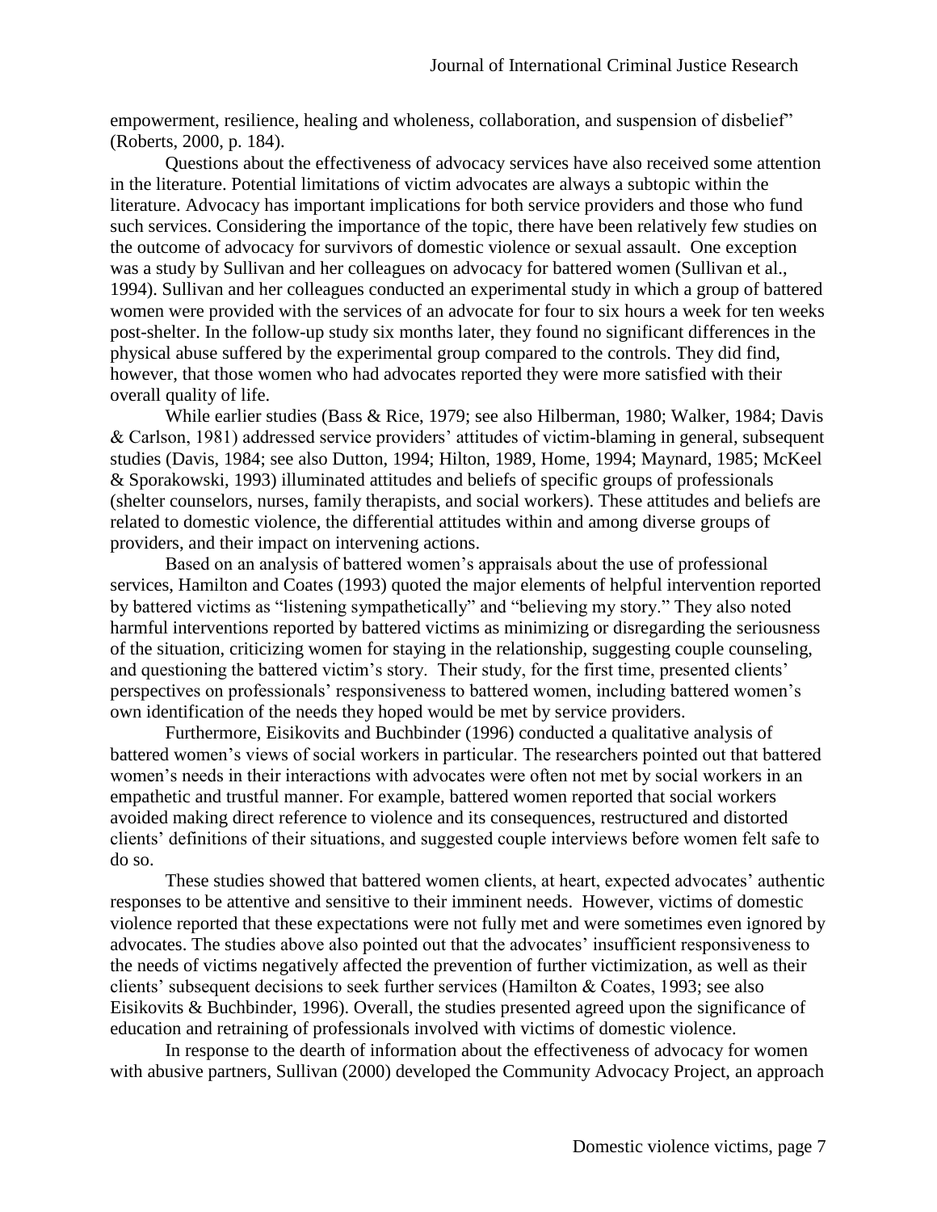empowerment, resilience, healing and wholeness, collaboration, and suspension of disbelief" (Roberts, 2000, p. 184).

Questions about the effectiveness of advocacy services have also received some attention in the literature. Potential limitations of victim advocates are always a subtopic within the literature. Advocacy has important implications for both service providers and those who fund such services. Considering the importance of the topic, there have been relatively few studies on the outcome of advocacy for survivors of domestic violence or sexual assault. One exception was a study by Sullivan and her colleagues on advocacy for battered women (Sullivan et al., 1994). Sullivan and her colleagues conducted an experimental study in which a group of battered women were provided with the services of an advocate for four to six hours a week for ten weeks post-shelter. In the follow-up study six months later, they found no significant differences in the physical abuse suffered by the experimental group compared to the controls. They did find, however, that those women who had advocates reported they were more satisfied with their overall quality of life.

While earlier studies (Bass & Rice, 1979; see also Hilberman, 1980; Walker, 1984; Davis & Carlson, 1981) addressed service providers' attitudes of victim-blaming in general, subsequent studies (Davis, 1984; see also Dutton, 1994; Hilton, 1989, Home, 1994; Maynard, 1985; McKeel & Sporakowski, 1993) illuminated attitudes and beliefs of specific groups of professionals (shelter counselors, nurses, family therapists, and social workers). These attitudes and beliefs are related to domestic violence, the differential attitudes within and among diverse groups of providers, and their impact on intervening actions.

Based on an analysis of battered women's appraisals about the use of professional services, Hamilton and Coates (1993) quoted the major elements of helpful intervention reported by battered victims as "listening sympathetically" and "believing my story." They also noted harmful interventions reported by battered victims as minimizing or disregarding the seriousness of the situation, criticizing women for staying in the relationship, suggesting couple counseling, and questioning the battered victim's story. Their study, for the first time, presented clients' perspectives on professionals' responsiveness to battered women, including battered women's own identification of the needs they hoped would be met by service providers.

Furthermore, Eisikovits and Buchbinder (1996) conducted a qualitative analysis of battered women's views of social workers in particular. The researchers pointed out that battered women's needs in their interactions with advocates were often not met by social workers in an empathetic and trustful manner. For example, battered women reported that social workers avoided making direct reference to violence and its consequences, restructured and distorted clients' definitions of their situations, and suggested couple interviews before women felt safe to do so.

These studies showed that battered women clients, at heart, expected advocates' authentic responses to be attentive and sensitive to their imminent needs. However, victims of domestic violence reported that these expectations were not fully met and were sometimes even ignored by advocates. The studies above also pointed out that the advocates' insufficient responsiveness to the needs of victims negatively affected the prevention of further victimization, as well as their clients' subsequent decisions to seek further services (Hamilton & Coates, 1993; see also Eisikovits & Buchbinder, 1996). Overall, the studies presented agreed upon the significance of education and retraining of professionals involved with victims of domestic violence.

In response to the dearth of information about the effectiveness of advocacy for women with abusive partners, Sullivan (2000) developed the Community Advocacy Project, an approach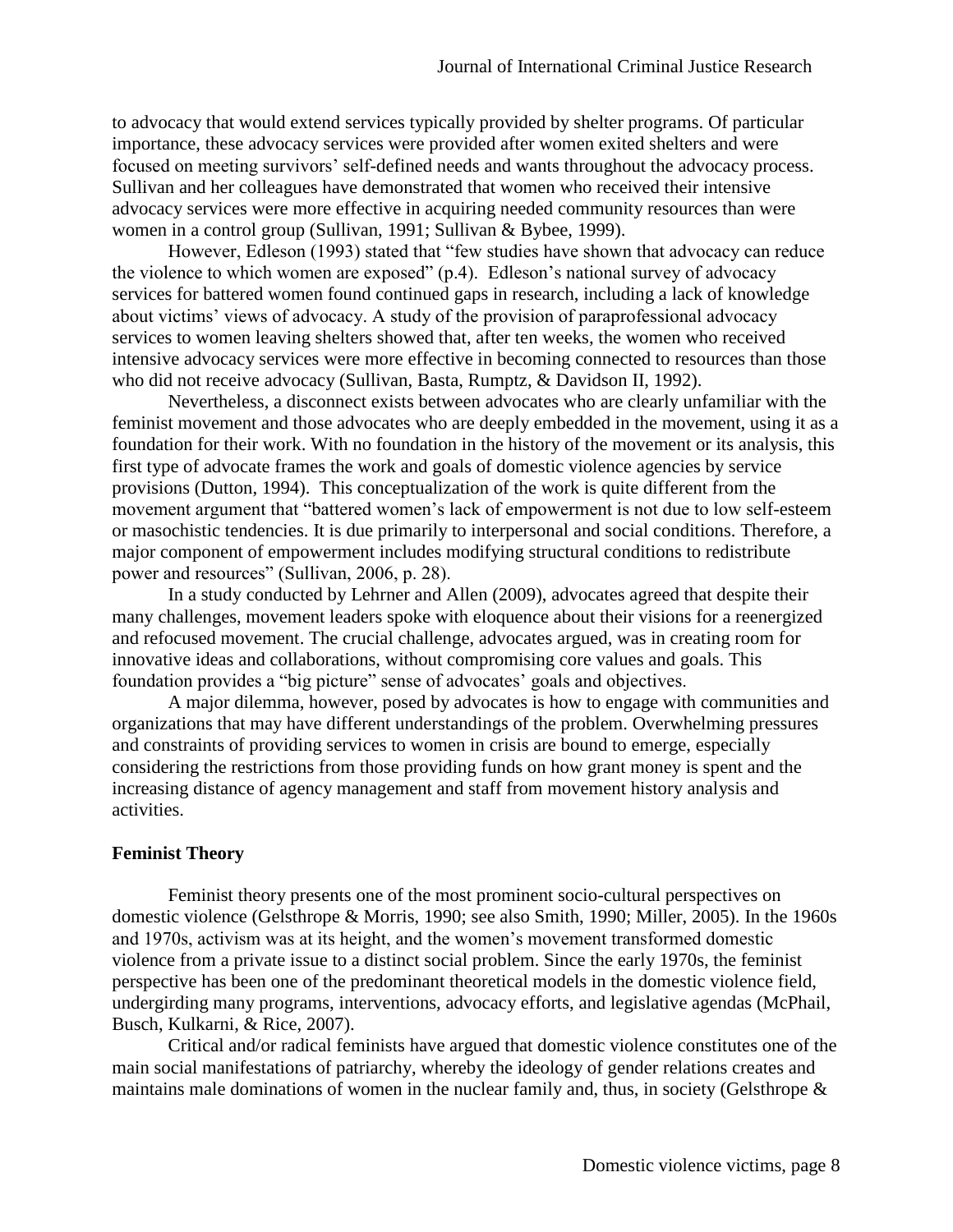to advocacy that would extend services typically provided by shelter programs. Of particular importance, these advocacy services were provided after women exited shelters and were focused on meeting survivors' self-defined needs and wants throughout the advocacy process. Sullivan and her colleagues have demonstrated that women who received their intensive advocacy services were more effective in acquiring needed community resources than were women in a control group (Sullivan, 1991; Sullivan & Bybee, 1999).

However, Edleson (1993) stated that "few studies have shown that advocacy can reduce the violence to which women are exposed" (p.4). Edleson's national survey of advocacy services for battered women found continued gaps in research, including a lack of knowledge about victims' views of advocacy. A study of the provision of paraprofessional advocacy services to women leaving shelters showed that, after ten weeks, the women who received intensive advocacy services were more effective in becoming connected to resources than those who did not receive advocacy (Sullivan, Basta, Rumptz, & Davidson II, 1992).

Nevertheless, a disconnect exists between advocates who are clearly unfamiliar with the feminist movement and those advocates who are deeply embedded in the movement, using it as a foundation for their work. With no foundation in the history of the movement or its analysis, this first type of advocate frames the work and goals of domestic violence agencies by service provisions (Dutton, 1994). This conceptualization of the work is quite different from the movement argument that "battered women's lack of empowerment is not due to low self-esteem or masochistic tendencies. It is due primarily to interpersonal and social conditions. Therefore, a major component of empowerment includes modifying structural conditions to redistribute power and resources" (Sullivan, 2006, p. 28).

In a study conducted by Lehrner and Allen (2009), advocates agreed that despite their many challenges, movement leaders spoke with eloquence about their visions for a reenergized and refocused movement. The crucial challenge, advocates argued, was in creating room for innovative ideas and collaborations, without compromising core values and goals. This foundation provides a "big picture" sense of advocates' goals and objectives.

A major dilemma, however, posed by advocates is how to engage with communities and organizations that may have different understandings of the problem. Overwhelming pressures and constraints of providing services to women in crisis are bound to emerge, especially considering the restrictions from those providing funds on how grant money is spent and the increasing distance of agency management and staff from movement history analysis and activities.

**Feminist Theory**

Feminist theory presents one of the most prominent socio-cultural perspectives on domestic violence (Gelsthrope & Morris, 1990; see also Smith, 1990; Miller, 2005). In the 1960s and 1970s, activism was at its height, and the women's movement transformed domestic violence from a private issue to a distinct social problem. Since the early 1970s, the feminist perspective has been one of the predominant theoretical models in the domestic violence field, undergirding many programs, interventions, advocacy efforts, and legislative agendas (McPhail, Busch, Kulkarni, & Rice, 2007).

Critical and/or radical feminists have argued that domestic violence constitutes one of the main social manifestations of patriarchy, whereby the ideology of gender relations creates and maintains male dominations of women in the nuclear family and, thus, in society (Gelsthrope &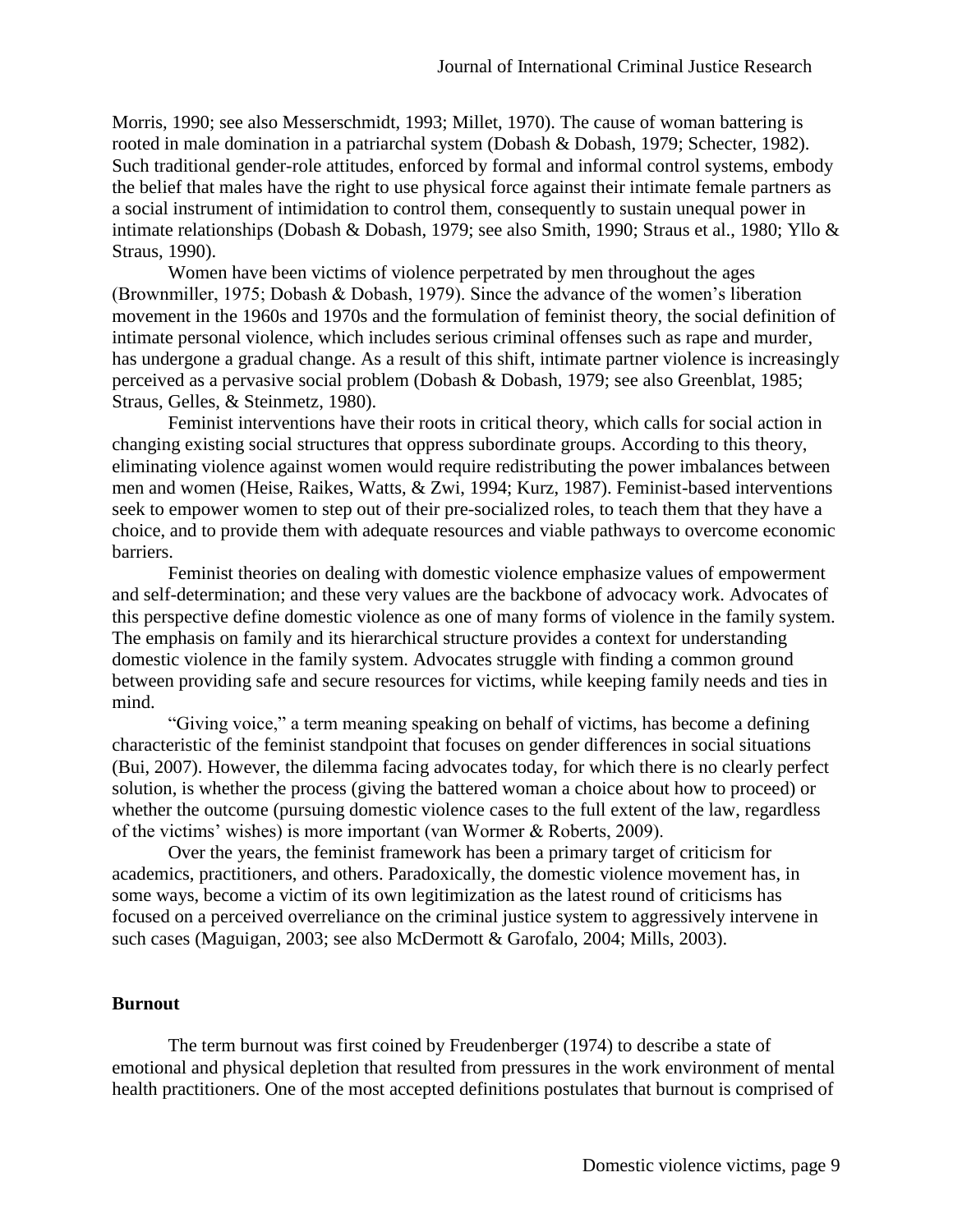Morris, 1990; see also Messerschmidt, 1993; Millet, 1970). The cause of woman battering is rooted in male domination in a patriarchal system (Dobash & Dobash, 1979; Schecter, 1982). Such traditional gender-role attitudes, enforced by formal and informal control systems, embody the belief that males have the right to use physical force against their intimate female partners as a social instrument of intimidation to control them, consequently to sustain unequal power in intimate relationships (Dobash & Dobash, 1979; see also Smith, 1990; Straus et al., 1980; Yllo & Straus, 1990).

Women have been victims of violence perpetrated by men throughout the ages (Brownmiller, 1975; Dobash & Dobash, 1979). Since the advance of the women's liberation movement in the 1960s and 1970s and the formulation of feminist theory, the social definition of intimate personal violence, which includes serious criminal offenses such as rape and murder, has undergone a gradual change. As a result of this shift, intimate partner violence is increasingly perceived as a pervasive social problem (Dobash & Dobash, 1979; see also Greenblat, 1985; Straus, Gelles, & Steinmetz, 1980).

Feminist interventions have their roots in critical theory, which calls for social action in changing existing social structures that oppress subordinate groups. According to this theory, eliminating violence against women would require redistributing the power imbalances between men and women (Heise, Raikes, Watts, & Zwi, 1994; Kurz, 1987). Feminist-based interventions seek to empower women to step out of their pre-socialized roles, to teach them that they have a choice, and to provide them with adequate resources and viable pathways to overcome economic barriers.

Feminist theories on dealing with domestic violence emphasize values of empowerment and self-determination; and these very values are the backbone of advocacy work. Advocates of this perspective define domestic violence as one of many forms of violence in the family system. The emphasis on family and its hierarchical structure provides a context for understanding domestic violence in the family system. Advocates struggle with finding a common ground between providing safe and secure resources for victims, while keeping family needs and ties in mind.

"Giving voice," a term meaning speaking on behalf of victims, has become a defining characteristic of the feminist standpoint that focuses on gender differences in social situations (Bui, 2007). However, the dilemma facing advocates today, for which there is no clearly perfect solution, is whether the process (giving the battered woman a choice about how to proceed) or whether the outcome (pursuing domestic violence cases to the full extent of the law, regardless of the victims' wishes) is more important (van Wormer & Roberts, 2009).

Over the years, the feminist framework has been a primary target of criticism for academics, practitioners, and others. Paradoxically, the domestic violence movement has, in some ways, become a victim of its own legitimization as the latest round of criticisms has focused on a perceived overreliance on the criminal justice system to aggressively intervene in such cases (Maguigan, 2003; see also McDermott & Garofalo, 2004; Mills, 2003).

## Burnout

The term burnout was first coined by Freudenberger (1974) to describe a state of emotional and physical depletion that resulted from pressures in the work environment of mental health practitioners. One of the most accepted definitions postulates that burnout is comprised of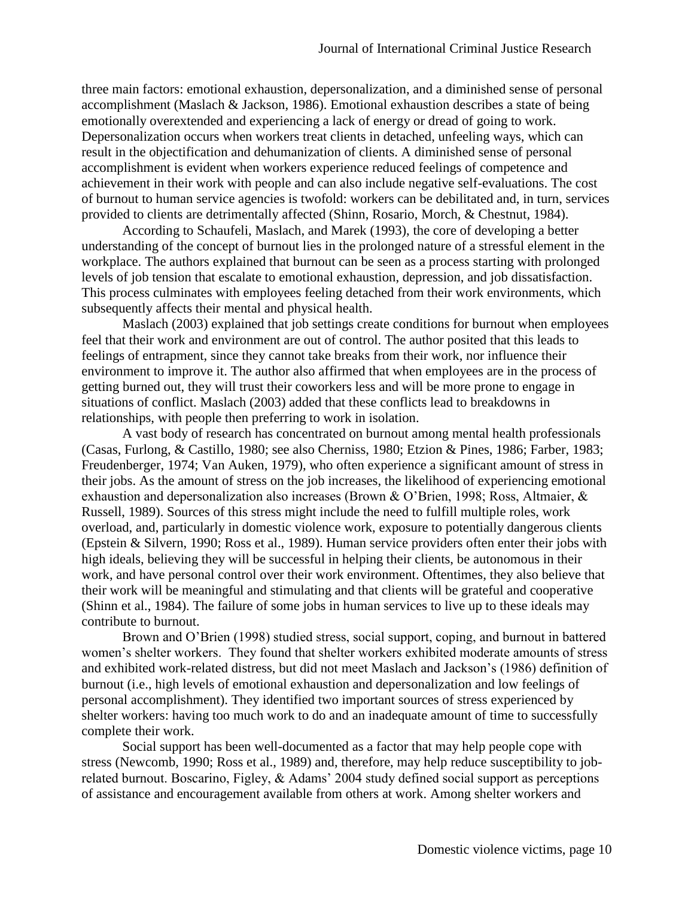three main factors: emotional exhaustion, depersonalization, and a diminished sense of personal accomplishment (Maslach & Jackson, 1986). Emotional exhaustion describes a state of being emotionally overextended and experiencing a lack of energy or dread of going to work. Depersonalization occurs when workers treat clients in detached, unfeeling ways, which can result in the objectification and dehumanization of clients. A diminished sense of personal accomplishment is evident when workers experience reduced feelings of competence and achievement in their work with people and can also include negative self-evaluations. The cost of burnout to human service agencies is twofold: workers can be debilitated and, in turn, services provided to clients are detrimentally affected (Shinn, Rosario, Morch, & Chestnut, 1984).

According to Schaufeli, Maslach, and Marek (1993), the core of developing a better understanding of the concept of burnout lies in the prolonged nature of a stressful element in the workplace. The authors explained that burnout can be seen as a process starting with prolonged levels of job tension that escalate to emotional exhaustion, depression, and job dissatisfaction. This process culminates with employees feeling detached from their work environments, which subsequently affects their mental and physical health.

Maslach (2003) explained that job settings create conditions for burnout when employees feel that their work and environment are out of control. The author posited that this leads to feelings of entrapment, since they cannot take breaks from their work, nor influence their environment to improve it. The author also affirmed that when employees are in the process of getting burned out, they will trust their coworkers less and will be more prone to engage in situations of conflict. Maslach (2003) added that these conflicts lead to breakdowns in relationships, with people then preferring to work in isolation.

A vast body of research has concentrated on burnout among mental health professionals (Casas, Furlong, & Castillo, 1980; see also Cherniss, 1980; Etzion & Pines, 1986; Farber, 1983; Freudenberger, 1974; Van Auken, 1979), who often experience a significant amount of stress in their jobs. As the amount of stress on the job increases, the likelihood of experiencing emotional exhaustion and depersonalization also increases (Brown & O'Brien, 1998; Ross, Altmaier, & Russell, 1989). Sources of this stress might include the need to fulfill multiple roles, work overload, and, particularly in domestic violence work, exposure to potentially dangerous clients (Epstein & Silvern, 1990; Ross et al., 1989). Human service providers often enter their jobs with high ideals, believing they will be successful in helping their clients, be autonomous in their work, and have personal control over their work environment. Oftentimes, they also believe that their work will be meaningful and stimulating and that clients will be grateful and cooperative (Shinn et al., 1984). The failure of some jobs in human services to live up to these ideals may contribute to burnout.

Brown and O'Brien (1998) studied stress, social support, coping, and burnout in battered women's shelter workers. They found that shelter workers exhibited moderate amounts of stress and exhibited work-related distress, but did not meet Maslach and Jackson's (1986) definition of burnout (i.e., high levels of emotional exhaustion and depersonalization and low feelings of personal accomplishment). They identified two important sources of stress experienced by shelter workers: having too much work to do and an inadequate amount of time to successfully complete their work.

Social support has been well-documented as a factor that may help people cope with stress (Newcomb, 1990; Ross et al., 1989) and, therefore, may help reduce susceptibility to job-related burnout. Boscarino, Figley, & Adams' 2004 study defined social support as perceptions of assistance and encouragement available from others at work. Among shelter workers and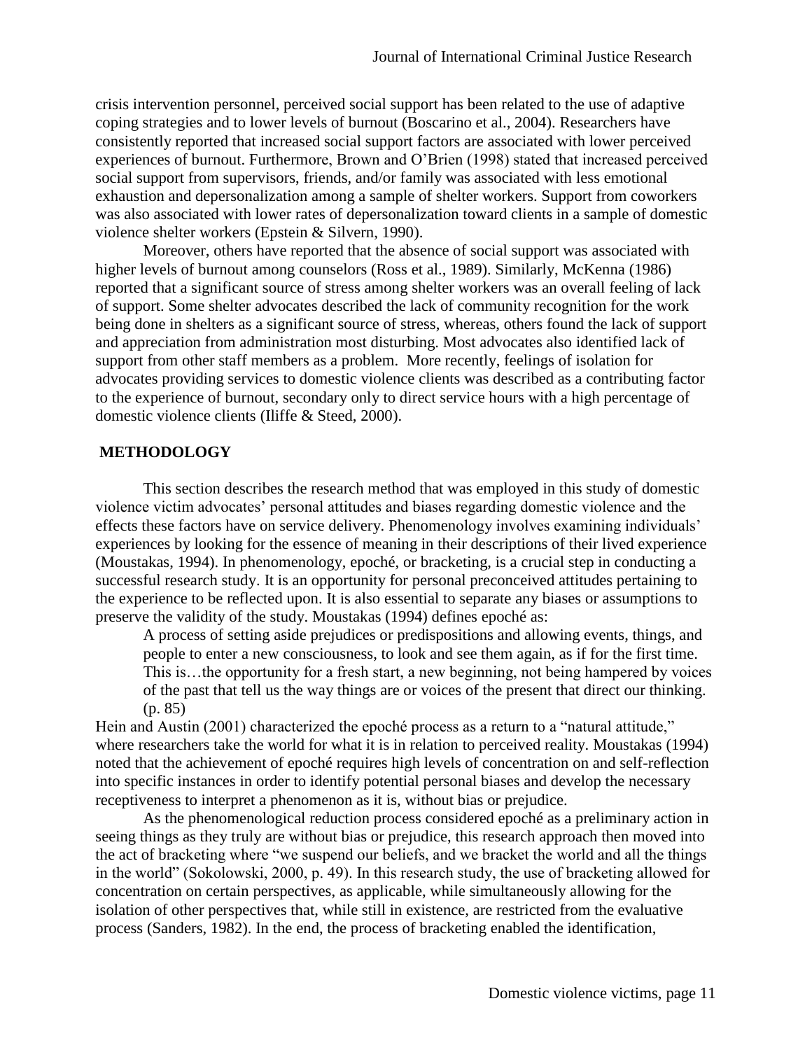crisis intervention personnel, perceived social support has been related to the use of adaptive coping strategies and to lower levels of burnout (Boscarino et al., 2004). Researchers have consistently reported that increased social support factors are associated with lower perceived experiences of burnout. Furthermore, Brown and O'Brien (1998) stated that increased perceived social support from supervisors, friends, and/or family was associated with less emotional exhaustion and depersonalization among a sample of shelter workers. Support from coworkers was also associated with lower rates of depersonalization toward clients in a sample of domestic violence shelter workers (Epstein & Silvern, 1990).

Moreover, others have reported that the absence of social support was associated with higher levels of burnout among counselors (Ross et al., 1989). Similarly, McKenna (1986) reported that a significant source of stress among shelter workers was an overall feeling of lack of support. Some shelter advocates described the lack of community recognition for the work being done in shelters as a significant source of stress, whereas, others found the lack of support and appreciation from administration most disturbing. Most advocates also identified lack of support from other staff members as a problem. More recently, feelings of isolation for advocates providing services to domestic violence clients was described as a contributing factor to the experience of burnout, secondary only to direct service hours with a high percentage of domestic violence clients (Iliffe & Steed, 2000).

## METHODOLOGY

This section describes the research method that was employed in this study of domestic violence victim advocates' personal attitudes and biases regarding domestic violence and the effects these factors have on service delivery. Phenomenology involves examining individuals' experiences by looking for the essence of meaning in their descriptions of their lived experience (Moustakas, 1994). In phenomenology, epoché, or bracketing, is a crucial step in conducting a successful research study. It is an opportunity for personal preconceived attitudes pertaining to the experience to be reflected upon. It is also essential to separate any biases or assumptions to preserve the validity of the study. Moustakas (1994) defines epoché as:

> A process of setting aside prejudices or predispositions and allowing events, things, and people to enter a new consciousness, to look and see them again, as if for the first time. This is…the opportunity for a fresh start, a new beginning, not being hampered by voices of the past that tell us the way things are or voices of the present that direct our thinking. (p. 85)

Hein and Austin (2001) characterized the epoché process as a return to a "natural attitude," where researchers take the world for what it is in relation to perceived reality. Moustakas (1994) noted that the achievement of epoché requires high levels of concentration on and self-reflection into specific instances in order to identify potential personal biases and develop the necessary receptiveness to interpret a phenomenon as it is, without bias or prejudice.

As the phenomenological reduction process considered epoché as a preliminary action in seeing things as they truly are without bias or prejudice, this research approach then moved into the act of bracketing where "we suspend our beliefs, and we bracket the world and all the things in the world" (Sokolowski, 2000, p. 49). In this research study, the use of bracketing allowed for concentration on certain perspectives, as applicable, while simultaneously allowing for the isolation of other perspectives that, while still in existence, are restricted from the evaluative process (Sanders, 1982). In the end, the process of bracketing enabled the identification,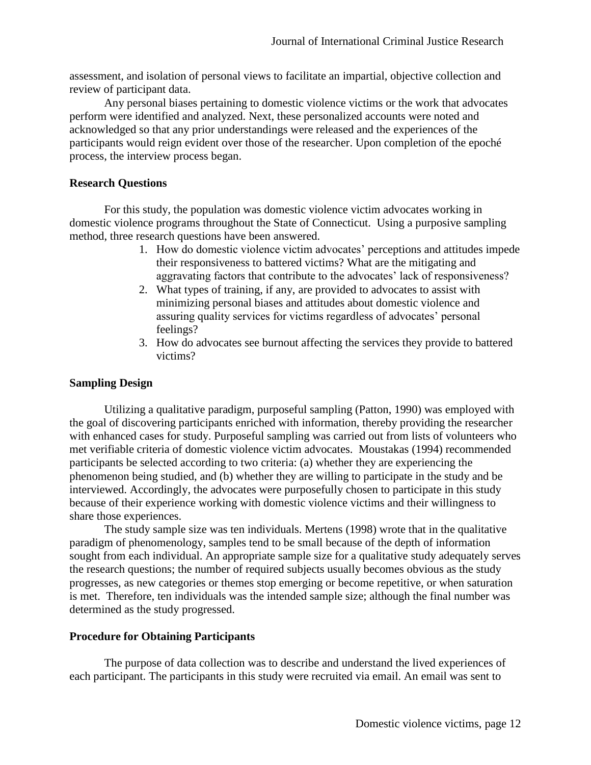assessment, and isolation of personal views to facilitate an impartial, objective collection and review of participant data.

Any personal biases pertaining to domestic violence victims or the work that advocates perform were identified and analyzed. Next, these personalized accounts were noted and acknowledged so that any prior understandings were released and the experiences of the participants would reign evident over those of the researcher. Upon completion of the epoché process, the interview process began.

### Research Questions

For this study, the population was domestic violence victim advocates working in domestic violence programs throughout the State of Connecticut. Using a purposive sampling method, three research questions have been answered.

1. How do domestic violence victim advocates' perceptions and attitudes impede their responsiveness to battered victims? What are the mitigating and aggravating factors that contribute to the advocates' lack of responsiveness?
2. What types of training, if any, are provided to advocates to assist with minimizing personal biases and attitudes about domestic violence and assuring quality services for victims regardless of advocates' personal feelings?
3. How do advocates see burnout affecting the services they provide to battered victims?

### Sampling Design

Utilizing a qualitative paradigm, purposeful sampling (Patton, 1990) was employed with the goal of discovering participants enriched with information, thereby providing the researcher with enhanced cases for study. Purposeful sampling was carried out from lists of volunteers who met verifiable criteria of domestic violence victim advocates. Moustakas (1994) recommended participants be selected according to two criteria: (a) whether they are experiencing the phenomenon being studied, and (b) whether they are willing to participate in the study and be interviewed. Accordingly, the advocates were purposefully chosen to participate in this study because of their experience working with domestic violence victims and their willingness to share those experiences.

The study sample size was ten individuals. Mertens (1998) wrote that in the qualitative paradigm of phenomenology, samples tend to be small because of the depth of information sought from each individual. An appropriate sample size for a qualitative study adequately serves the research questions; the number of required subjects usually becomes obvious as the study progresses, as new categories or themes stop emerging or become repetitive, or when saturation is met. Therefore, ten individuals was the intended sample size; although the final number was determined as the study progressed.

### Procedure for Obtaining Participants

The purpose of data collection was to describe and understand the lived experiences of each participant. The participants in this study were recruited via email. An email was sent to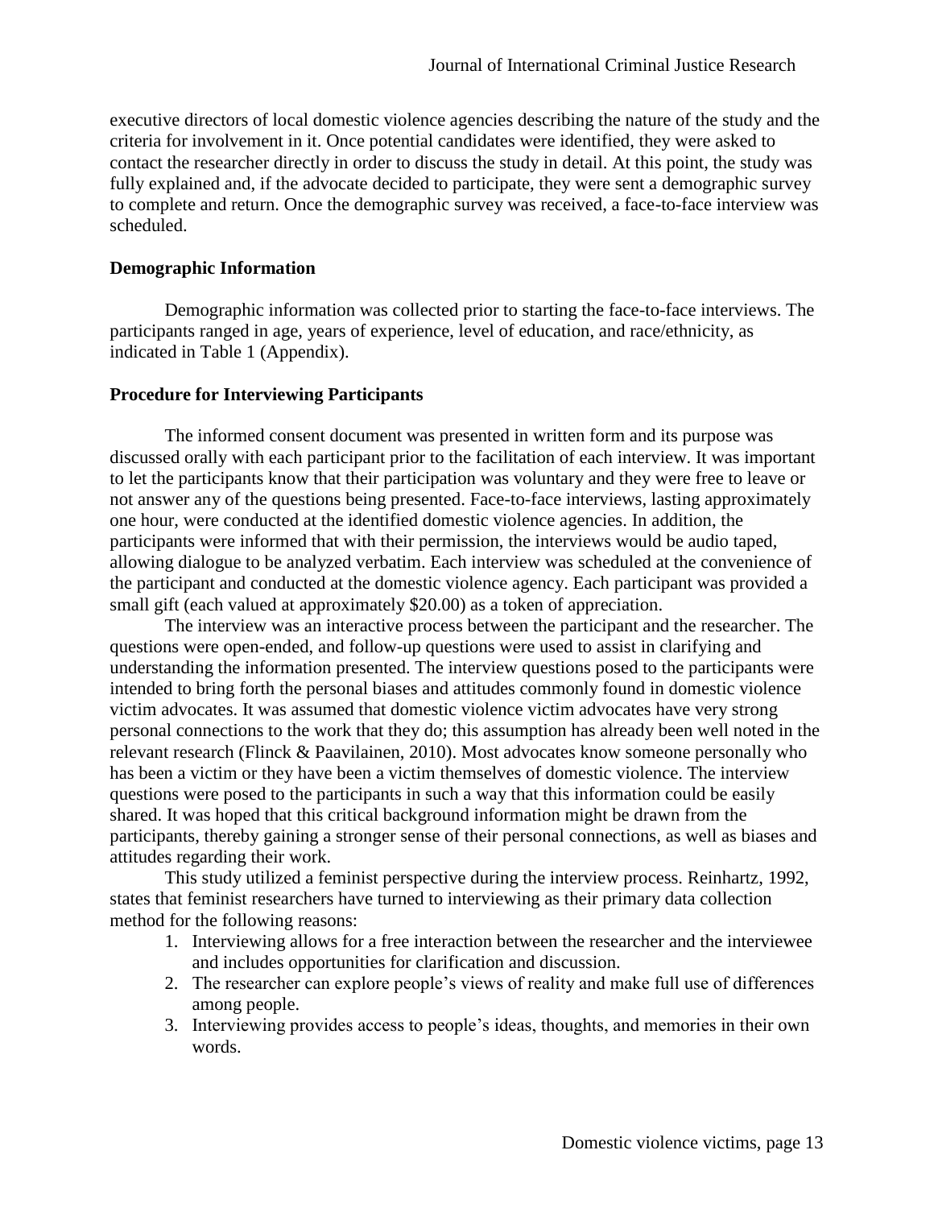executive directors of local domestic violence agencies describing the nature of the study and the criteria for involvement in it. Once potential candidates were identified, they were asked to contact the researcher directly in order to discuss the study in detail. At this point, the study was fully explained and, if the advocate decided to participate, they were sent a demographic survey to complete and return. Once the demographic survey was received, a face-to-face interview was scheduled.

### Demographic Information

Demographic information was collected prior to starting the face-to-face interviews. The participants ranged in age, years of experience, level of education, and race/ethnicity, as indicated in Table 1 (Appendix).

### Procedure for Interviewing Participants

The informed consent document was presented in written form and its purpose was discussed orally with each participant prior to the facilitation of each interview. It was important to let the participants know that their participation was voluntary and they were free to leave or not answer any of the questions being presented. Face-to-face interviews, lasting approximately one hour, were conducted at the identified domestic violence agencies. In addition, the participants were informed that with their permission, the interviews would be audio taped, allowing dialogue to be analyzed verbatim. Each interview was scheduled at the convenience of the participant and conducted at the domestic violence agency. Each participant was provided a small gift (each valued at approximately $20.00) as a token of appreciation.

The interview was an interactive process between the participant and the researcher. The questions were open-ended, and follow-up questions were used to assist in clarifying and understanding the information presented. The interview questions posed to the participants were intended to bring forth the personal biases and attitudes commonly found in domestic violence victim advocates. It was assumed that domestic violence victim advocates have very strong personal connections to the work that they do; this assumption has already been well noted in the relevant research (Flinck & Paavilainen, 2010). Most advocates know someone personally who has been a victim or they have been a victim themselves of domestic violence. The interview questions were posed to the participants in such a way that this information could be easily shared. It was hoped that this critical background information might be drawn from the participants, thereby gaining a stronger sense of their personal connections, as well as biases and attitudes regarding their work.

This study utilized a feminist perspective during the interview process. Reinhartz, 1992, states that feminist researchers have turned to interviewing as their primary data collection method for the following reasons:

1. Interviewing allows for a free interaction between the researcher and the interviewee and includes opportunities for clarification and discussion.
2. The researcher can explore people's views of reality and make full use of differences among people.
3. Interviewing provides access to people's ideas, thoughts, and memories in their own words.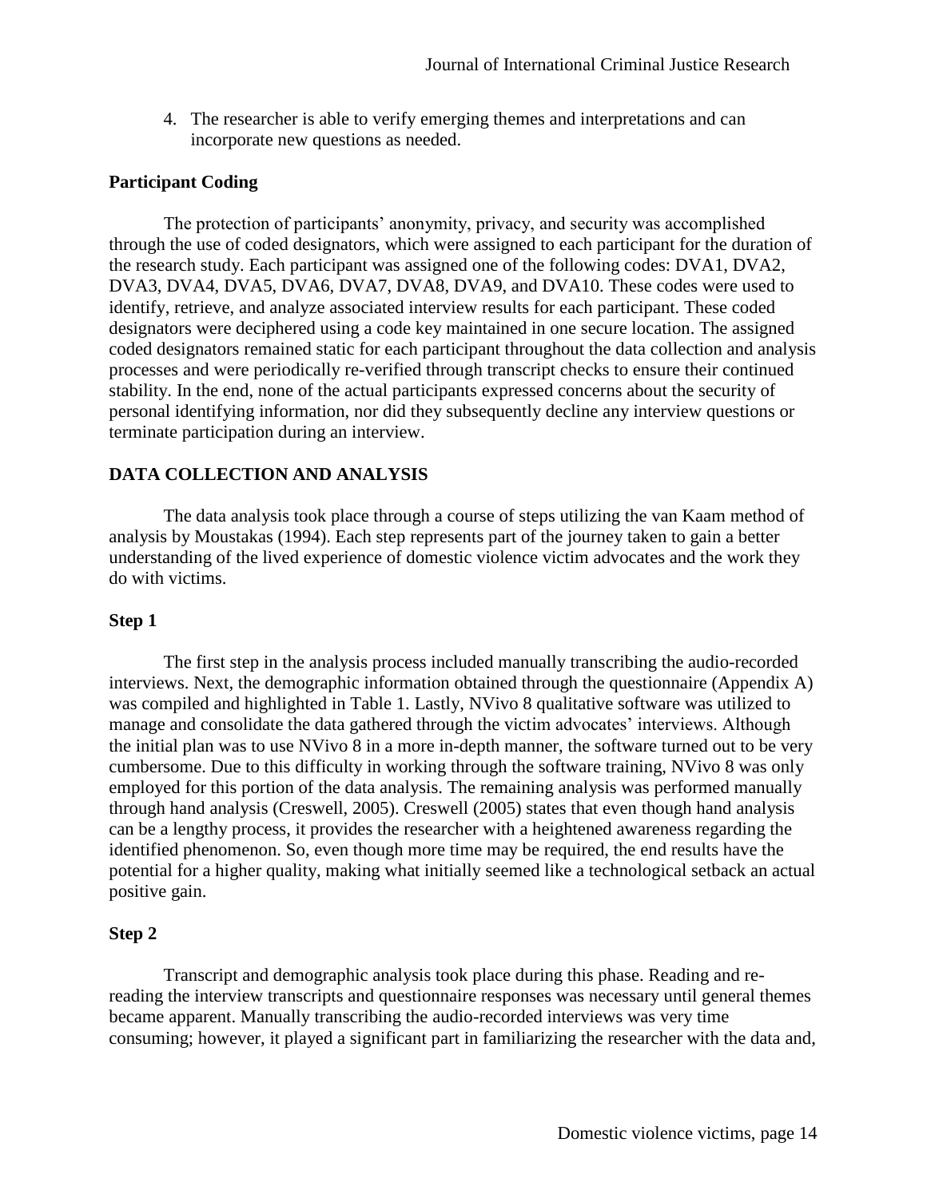4. The researcher is able to verify emerging themes and interpretations and can incorporate new questions as needed.

### Participant Coding

The protection of participants' anonymity, privacy, and security was accomplished through the use of coded designators, which were assigned to each participant for the duration of the research study. Each participant was assigned one of the following codes: DVA1, DVA2, DVA3, DVA4, DVA5, DVA6, DVA7, DVA8, DVA9, and DVA10. These codes were used to identify, retrieve, and analyze associated interview results for each participant. These coded designators were deciphered using a code key maintained in one secure location. The assigned coded designators remained static for each participant throughout the data collection and analysis processes and were periodically re-verified through transcript checks to ensure their continued stability. In the end, none of the actual participants expressed concerns about the security of personal identifying information, nor did they subsequently decline any interview questions or terminate participation during an interview.

## DATA COLLECTION AND ANALYSIS

The data analysis took place through a course of steps utilizing the van Kaam method of analysis by Moustakas (1994). Each step represents part of the journey taken to gain a better understanding of the lived experience of domestic violence victim advocates and the work they do with victims.

### Step 1

The first step in the analysis process included manually transcribing the audio-recorded interviews. Next, the demographic information obtained through the questionnaire (Appendix A) was compiled and highlighted in Table 1. Lastly, NVivo 8 qualitative software was utilized to manage and consolidate the data gathered through the victim advocates' interviews. Although the initial plan was to use NVivo 8 in a more in-depth manner, the software turned out to be very cumbersome. Due to this difficulty in working through the software training, NVivo 8 was only employed for this portion of the data analysis. The remaining analysis was performed manually through hand analysis (Creswell, 2005). Creswell (2005) states that even though hand analysis can be a lengthy process, it provides the researcher with a heightened awareness regarding the identified phenomenon. So, even though more time may be required, the end results have the potential for a higher quality, making what initially seemed like a technological setback an actual positive gain.

### Step 2

Transcript and demographic analysis took place during this phase. Reading and re-reading the interview transcripts and questionnaire responses was necessary until general themes became apparent. Manually transcribing the audio-recorded interviews was very time consuming; however, it played a significant part in familiarizing the researcher with the data and,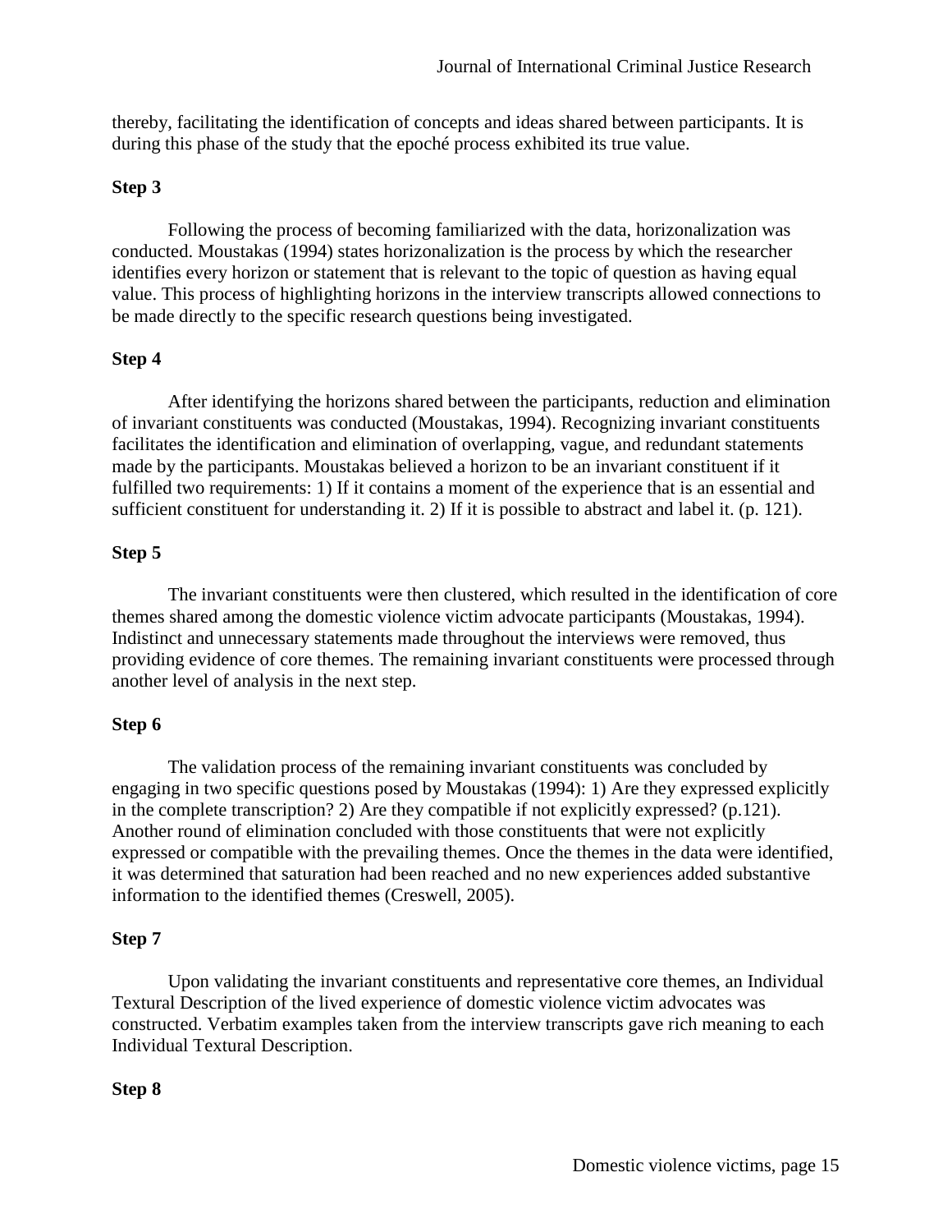thereby, facilitating the identification of concepts and ideas shared between participants. It is during this phase of the study that the epoché process exhibited its true value.

**Step 3**

Following the process of becoming familiarized with the data, horizonalization was conducted. Moustakas (1994) states horizonalization is the process by which the researcher identifies every horizon or statement that is relevant to the topic of question as having equal value. This process of highlighting horizons in the interview transcripts allowed connections to be made directly to the specific research questions being investigated.

**Step 4**

After identifying the horizons shared between the participants, reduction and elimination of invariant constituents was conducted (Moustakas, 1994). Recognizing invariant constituents facilitates the identification and elimination of overlapping, vague, and redundant statements made by the participants. Moustakas believed a horizon to be an invariant constituent if it fulfilled two requirements: 1) If it contains a moment of the experience that is an essential and sufficient constituent for understanding it. 2) If it is possible to abstract and label it. (p. 121).

**Step 5**

The invariant constituents were then clustered, which resulted in the identification of core themes shared among the domestic violence victim advocate participants (Moustakas, 1994). Indistinct and unnecessary statements made throughout the interviews were removed, thus providing evidence of core themes. The remaining invariant constituents were processed through another level of analysis in the next step.

**Step 6**

The validation process of the remaining invariant constituents was concluded by engaging in two specific questions posed by Moustakas (1994): 1) Are they expressed explicitly in the complete transcription? 2) Are they compatible if not explicitly expressed? (p.121). Another round of elimination concluded with those constituents that were not explicitly expressed or compatible with the prevailing themes. Once the themes in the data were identified, it was determined that saturation had been reached and no new experiences added substantive information to the identified themes (Creswell, 2005).

**Step 7**

Upon validating the invariant constituents and representative core themes, an Individual Textural Description of the lived experience of domestic violence victim advocates was constructed. Verbatim examples taken from the interview transcripts gave rich meaning to each Individual Textural Description.

**Step 8**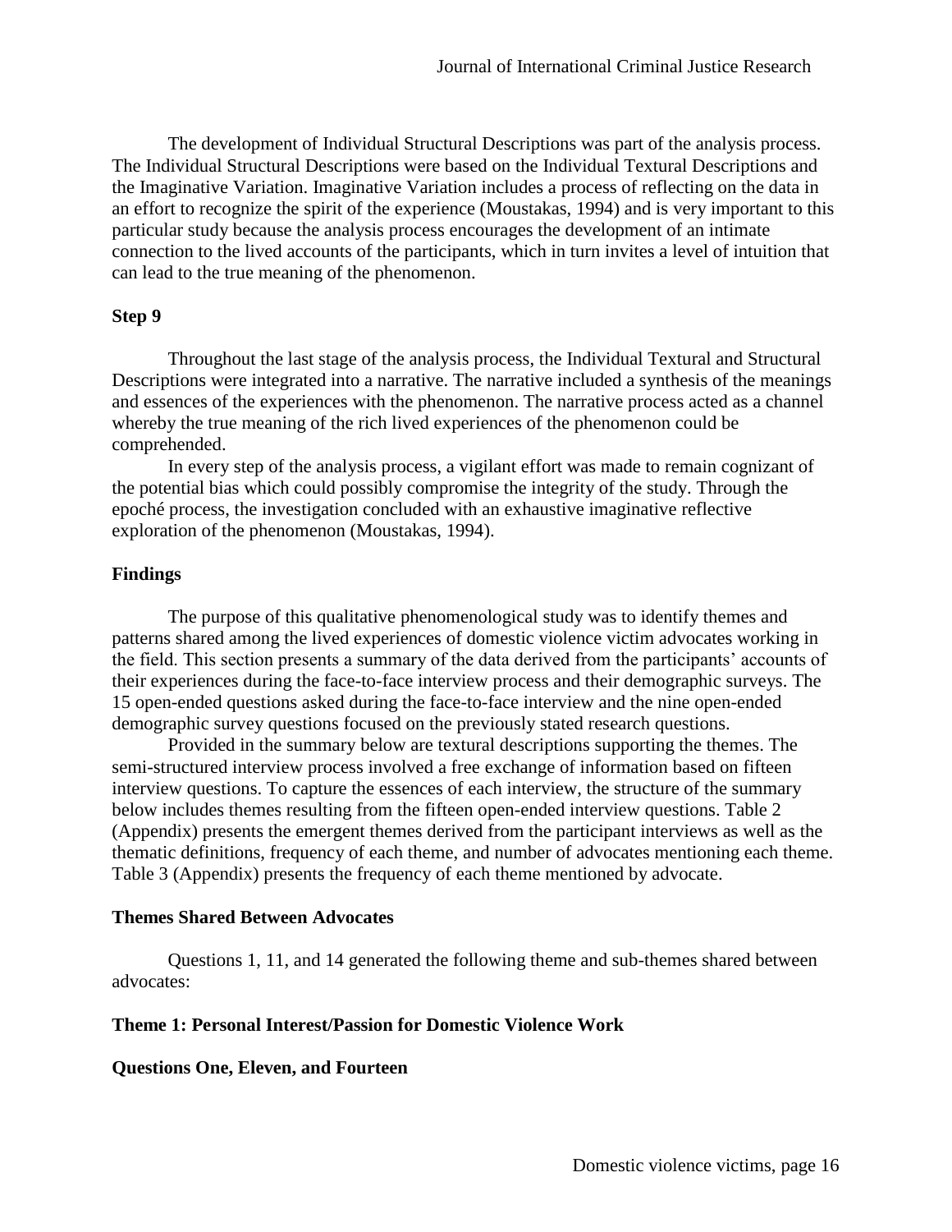The development of Individual Structural Descriptions was part of the analysis process. The Individual Structural Descriptions were based on the Individual Textural Descriptions and the Imaginative Variation. Imaginative Variation includes a process of reflecting on the data in an effort to recognize the spirit of the experience (Moustakas, 1994) and is very important to this particular study because the analysis process encourages the development of an intimate connection to the lived accounts of the participants, which in turn invites a level of intuition that can lead to the true meaning of the phenomenon.

**Step 9**

Throughout the last stage of the analysis process, the Individual Textural and Structural Descriptions were integrated into a narrative. The narrative included a synthesis of the meanings and essences of the experiences with the phenomenon. The narrative process acted as a channel whereby the true meaning of the rich lived experiences of the phenomenon could be comprehended.

In every step of the analysis process, a vigilant effort was made to remain cognizant of the potential bias which could possibly compromise the integrity of the study. Through the epoché process, the investigation concluded with an exhaustive imaginative reflective exploration of the phenomenon (Moustakas, 1994).

**Findings**

The purpose of this qualitative phenomenological study was to identify themes and patterns shared among the lived experiences of domestic violence victim advocates working in the field. This section presents a summary of the data derived from the participants' accounts of their experiences during the face-to-face interview process and their demographic surveys. The 15 open-ended questions asked during the face-to-face interview and the nine open-ended demographic survey questions focused on the previously stated research questions.

Provided in the summary below are textural descriptions supporting the themes. The semi-structured interview process involved a free exchange of information based on fifteen interview questions. To capture the essences of each interview, the structure of the summary below includes themes resulting from the fifteen open-ended interview questions. Table 2 (Appendix) presents the emergent themes derived from the participant interviews as well as the thematic definitions, frequency of each theme, and number of advocates mentioning each theme. Table 3 (Appendix) presents the frequency of each theme mentioned by advocate.

**Themes Shared Between Advocates**

Questions 1, 11, and 14 generated the following theme and sub-themes shared between advocates:

**Theme 1: Personal Interest/Passion for Domestic Violence Work**

**Questions One, Eleven, and Fourteen**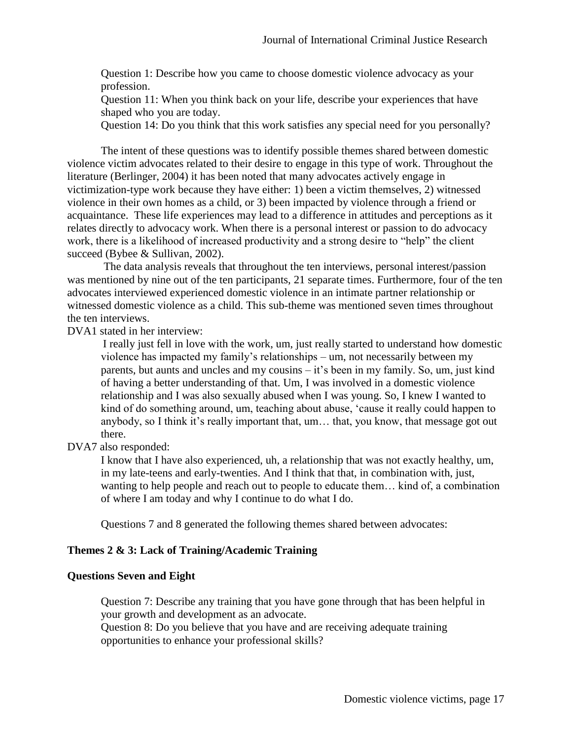Question 1: Describe how you came to choose domestic violence advocacy as your profession.
Question 11: When you think back on your life, describe your experiences that have shaped who you are today.
Question 14: Do you think that this work satisfies any special need for you personally?

The intent of these questions was to identify possible themes shared between domestic violence victim advocates related to their desire to engage in this type of work. Throughout the literature (Berlinger, 2004) it has been noted that many advocates actively engage in victimization-type work because they have either: 1) been a victim themselves, 2) witnessed violence in their own homes as a child, or 3) been impacted by violence through a friend or acquaintance. These life experiences may lead to a difference in attitudes and perceptions as it relates directly to advocacy work. When there is a personal interest or passion to do advocacy work, there is a likelihood of increased productivity and a strong desire to "help" the client succeed (Bybee & Sullivan, 2002).

The data analysis reveals that throughout the ten interviews, personal interest/passion was mentioned by nine out of the ten participants, 21 separate times. Furthermore, four of the ten advocates interviewed experienced domestic violence in an intimate partner relationship or witnessed domestic violence as a child. This sub-theme was mentioned seven times throughout the ten interviews.

DVA1 stated in her interview:

> I really just fell in love with the work, um, just really started to understand how domestic violence has impacted my family's relationships – um, not necessarily between my parents, but aunts and uncles and my cousins – it's been in my family. So, um, just kind of having a better understanding of that. Um, I was involved in a domestic violence relationship and I was also sexually abused when I was young. So, I knew I wanted to kind of do something around, um, teaching about abuse, 'cause it really could happen to anybody, so I think it's really important that, um… that, you know, that message got out there.

DVA7 also responded:

> I know that I have also experienced, uh, a relationship that was not exactly healthy, um, in my late-teens and early-twenties. And I think that that, in combination with, just, wanting to help people and reach out to people to educate them… kind of, a combination of where I am today and why I continue to do what I do.

Questions 7 and 8 generated the following themes shared between advocates:

**Themes 2 & 3: Lack of Training/Academic Training**

**Questions Seven and Eight**

Question 7: Describe any training that you have gone through that has been helpful in your growth and development as an advocate.
Question 8: Do you believe that you have and are receiving adequate training opportunities to enhance your professional skills?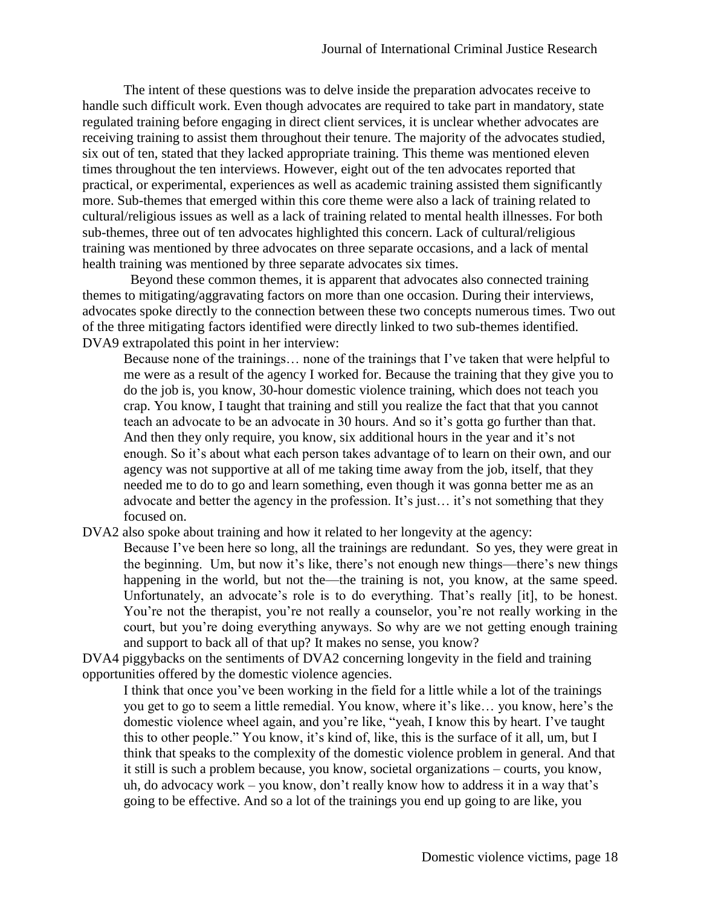The intent of these questions was to delve inside the preparation advocates receive to handle such difficult work. Even though advocates are required to take part in mandatory, state regulated training before engaging in direct client services, it is unclear whether advocates are receiving training to assist them throughout their tenure. The majority of the advocates studied, six out of ten, stated that they lacked appropriate training. This theme was mentioned eleven times throughout the ten interviews. However, eight out of the ten advocates reported that practical, or experimental, experiences as well as academic training assisted them significantly more. Sub-themes that emerged within this core theme were also a lack of training related to cultural/religious issues as well as a lack of training related to mental health illnesses. For both sub-themes, three out of ten advocates highlighted this concern. Lack of cultural/religious training was mentioned by three advocates on three separate occasions, and a lack of mental health training was mentioned by three separate advocates six times.

Beyond these common themes, it is apparent that advocates also connected training themes to mitigating/aggravating factors on more than one occasion. During their interviews, advocates spoke directly to the connection between these two concepts numerous times. Two out of the three mitigating factors identified were directly linked to two sub-themes identified. DVA9 extrapolated this point in her interview:

> Because none of the trainings… none of the trainings that I've taken that were helpful to me were as a result of the agency I worked for. Because the training that they give you to do the job is, you know, 30-hour domestic violence training, which does not teach you crap. You know, I taught that training and still you realize the fact that that you cannot teach an advocate to be an advocate in 30 hours. And so it's gotta go further than that. And then they only require, you know, six additional hours in the year and it's not enough. So it's about what each person takes advantage of to learn on their own, and our agency was not supportive at all of me taking time away from the job, itself, that they needed me to do to go and learn something, even though it was gonna better me as an advocate and better the agency in the profession. It's just… it's not something that they focused on.

DVA2 also spoke about training and how it related to her longevity at the agency:

> Because I've been here so long, all the trainings are redundant. So yes, they were great in the beginning. Um, but now it's like, there's not enough new things—there's new things happening in the world, but not the—the training is not, you know, at the same speed. Unfortunately, an advocate's role is to do everything. That's really [it], to be honest. You're not the therapist, you're not really a counselor, you're not really working in the court, but you're doing everything anyways. So why are we not getting enough training and support to back all of that up? It makes no sense, you know?

DVA4 piggybacks on the sentiments of DVA2 concerning longevity in the field and training opportunities offered by the domestic violence agencies.

> I think that once you've been working in the field for a little while a lot of the trainings you get to go to seem a little remedial. You know, where it's like… you know, here's the domestic violence wheel again, and you're like, "yeah, I know this by heart. I've taught this to other people." You know, it's kind of, like, this is the surface of it all, um, but I think that speaks to the complexity of the domestic violence problem in general. And that it still is such a problem because, you know, societal organizations – courts, you know, uh, do advocacy work – you know, don't really know how to address it in a way that's going to be effective. And so a lot of the trainings you end up going to are like, you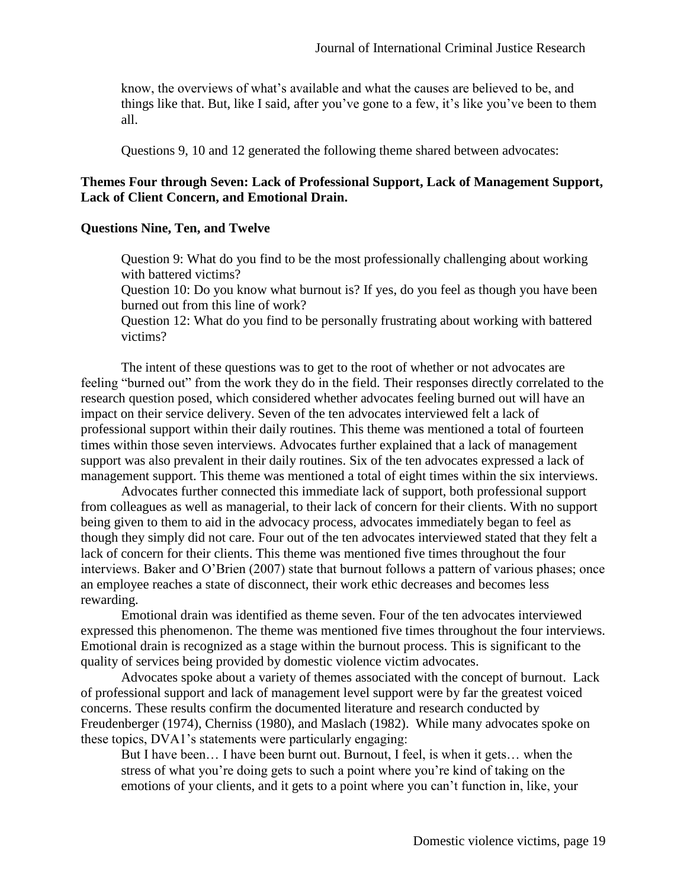> know, the overviews of what's available and what the causes are believed to be, and things like that. But, like I said, after you've gone to a few, it's like you've been to them all.

Questions 9, 10 and 12 generated the following theme shared between advocates:

**Themes Four through Seven: Lack of Professional Support, Lack of Management Support, Lack of Client Concern, and Emotional Drain.**

**Questions Nine, Ten, and Twelve**

> Question 9: What do you find to be the most professionally challenging about working with battered victims?
> Question 10: Do you know what burnout is? If yes, do you feel as though you have been burned out from this line of work?
> Question 12: What do you find to be personally frustrating about working with battered victims?

The intent of these questions was to get to the root of whether or not advocates are feeling "burned out" from the work they do in the field. Their responses directly correlated to the research question posed, which considered whether advocates feeling burned out will have an impact on their service delivery. Seven of the ten advocates interviewed felt a lack of professional support within their daily routines. This theme was mentioned a total of fourteen times within those seven interviews. Advocates further explained that a lack of management support was also prevalent in their daily routines. Six of the ten advocates expressed a lack of management support. This theme was mentioned a total of eight times within the six interviews.

Advocates further connected this immediate lack of support, both professional support from colleagues as well as managerial, to their lack of concern for their clients. With no support being given to them to aid in the advocacy process, advocates immediately began to feel as though they simply did not care. Four out of the ten advocates interviewed stated that they felt a lack of concern for their clients. This theme was mentioned five times throughout the four interviews. Baker and O'Brien (2007) state that burnout follows a pattern of various phases; once an employee reaches a state of disconnect, their work ethic decreases and becomes less rewarding.

Emotional drain was identified as theme seven. Four of the ten advocates interviewed expressed this phenomenon. The theme was mentioned five times throughout the four interviews. Emotional drain is recognized as a stage within the burnout process. This is significant to the quality of services being provided by domestic violence victim advocates.

Advocates spoke about a variety of themes associated with the concept of burnout. Lack of professional support and lack of management level support were by far the greatest voiced concerns. These results confirm the documented literature and research conducted by Freudenberger (1974), Cherniss (1980), and Maslach (1982). While many advocates spoke on these topics, DVA1's statements were particularly engaging:

> But I have been… I have been burnt out. Burnout, I feel, is when it gets… when the stress of what you're doing gets to such a point where you're kind of taking on the emotions of your clients, and it gets to a point where you can't function in, like, your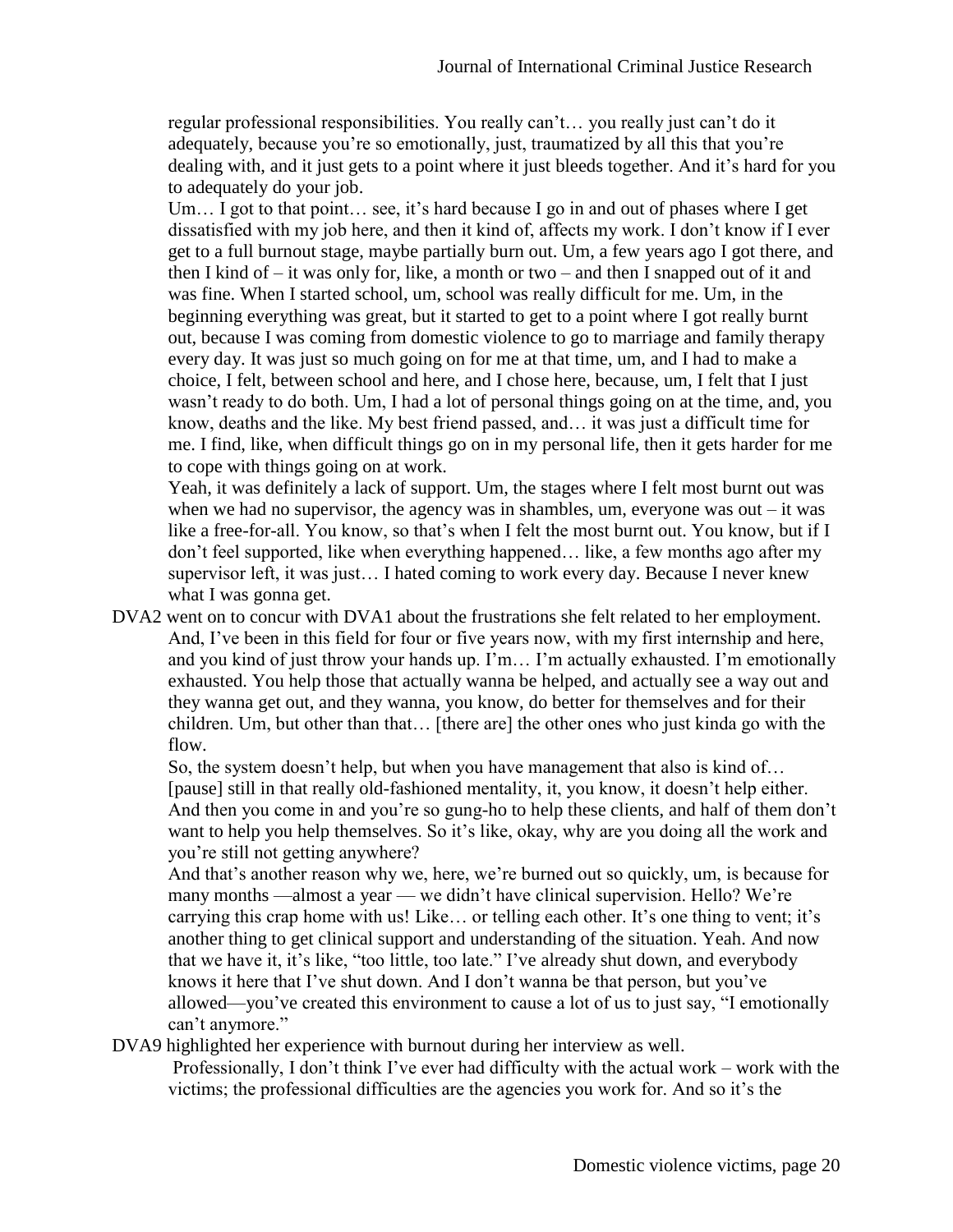regular professional responsibilities. You really can't… you really just can't do it adequately, because you're so emotionally, just, traumatized by all this that you're dealing with, and it just gets to a point where it just bleeds together. And it's hard for you to adequately do your job.

> Um… I got to that point… see, it's hard because I go in and out of phases where I get dissatisfied with my job here, and then it kind of, affects my work. I don't know if I ever get to a full burnout stage, maybe partially burn out. Um, a few years ago I got there, and then I kind of – it was only for, like, a month or two – and then I snapped out of it and was fine. When I started school, um, school was really difficult for me. Um, in the beginning everything was great, but it started to get to a point where I got really burnt out, because I was coming from domestic violence to go to marriage and family therapy every day. It was just so much going on for me at that time, um, and I had to make a choice, I felt, between school and here, and I chose here, because, um, I felt that I just wasn't ready to do both. Um, I had a lot of personal things going on at the time, and, you know, deaths and the like. My best friend passed, and… it was just a difficult time for me. I find, like, when difficult things go on in my personal life, then it gets harder for me to cope with things going on at work.
>
> Yeah, it was definitely a lack of support. Um, the stages where I felt most burnt out was when we had no supervisor, the agency was in shambles, um, everyone was out – it was like a free-for-all. You know, so that's when I felt the most burnt out. You know, but if I don't feel supported, like when everything happened… like, a few months ago after my supervisor left, it was just… I hated coming to work every day. Because I never knew what I was gonna get.

DVA2 went on to concur with DVA1 about the frustrations she felt related to her employment.

> And, I've been in this field for four or five years now, with my first internship and here, and you kind of just throw your hands up. I'm… I'm actually exhausted. I'm emotionally exhausted. You help those that actually wanna be helped, and actually see a way out and they wanna get out, and they wanna, you know, do better for themselves and for their children. Um, but other than that… [there are] the other ones who just kinda go with the flow.
>
> So, the system doesn't help, but when you have management that also is kind of… [pause] still in that really old-fashioned mentality, it, you know, it doesn't help either. And then you come in and you're so gung-ho to help these clients, and half of them don't want to help you help themselves. So it's like, okay, why are you doing all the work and you're still not getting anywhere?
>
> And that's another reason why we, here, we're burned out so quickly, um, is because for many months —almost a year — we didn't have clinical supervision. Hello? We're carrying this crap home with us! Like… or telling each other. It's one thing to vent; it's another thing to get clinical support and understanding of the situation. Yeah. And now that we have it, it's like, "too little, too late." I've already shut down, and everybody knows it here that I've shut down. And I don't wanna be that person, but you've allowed—you've created this environment to cause a lot of us to just say, "I emotionally can't anymore."

DVA9 highlighted her experience with burnout during her interview as well.

> Professionally, I don't think I've ever had difficulty with the actual work – work with the victims; the professional difficulties are the agencies you work for. And so it's the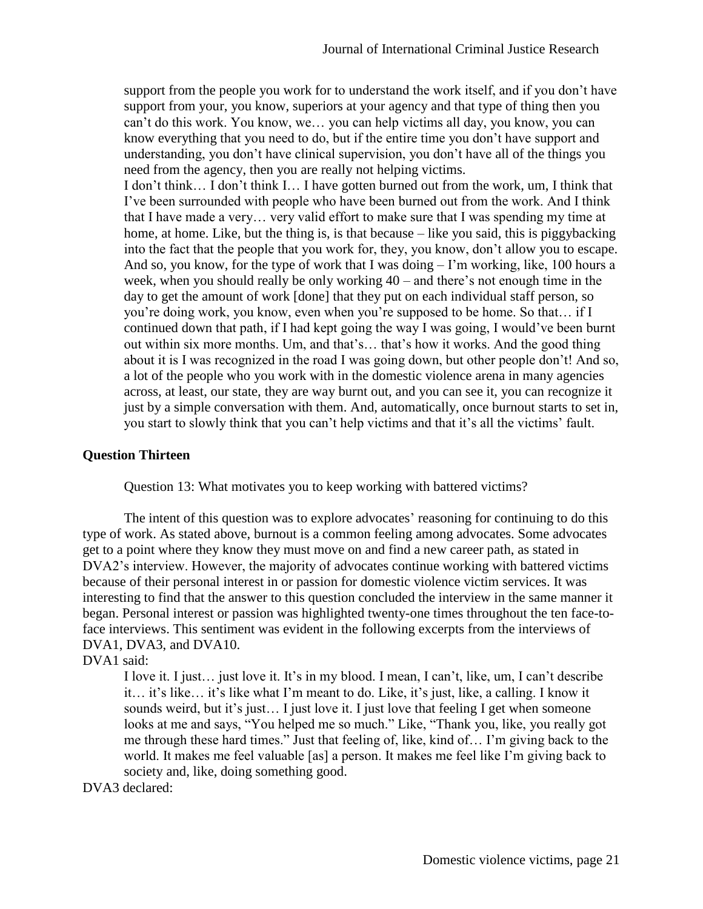> support from the people you work for to understand the work itself, and if you don't have support from your, you know, superiors at your agency and that type of thing then you can't do this work. You know, we… you can help victims all day, you know, you can know everything that you need to do, but if the entire time you don't have support and understanding, you don't have clinical supervision, you don't have all of the things you need from the agency, then you are really not helping victims.
>
> I don't think… I don't think I… I have gotten burned out from the work, um, I think that I've been surrounded with people who have been burned out from the work. And I think that I have made a very… very valid effort to make sure that I was spending my time at home, at home. Like, but the thing is, is that because – like you said, this is piggybacking into the fact that the people that you work for, they, you know, don't allow you to escape. And so, you know, for the type of work that I was doing – I'm working, like, 100 hours a week, when you should really be only working 40 – and there's not enough time in the day to get the amount of work [done] that they put on each individual staff person, so you're doing work, you know, even when you're supposed to be home. So that… if I continued down that path, if I had kept going the way I was going, I would've been burnt out within six more months. Um, and that's… that's how it works. And the good thing about it is I was recognized in the road I was going down, but other people don't! And so, a lot of the people who you work with in the domestic violence arena in many agencies across, at least, our state, they are way burnt out, and you can see it, you can recognize it just by a simple conversation with them. And, automatically, once burnout starts to set in, you start to slowly think that you can't help victims and that it's all the victims' fault.

**Question Thirteen**

Question 13: What motivates you to keep working with battered victims?

The intent of this question was to explore advocates' reasoning for continuing to do this type of work. As stated above, burnout is a common feeling among advocates. Some advocates get to a point where they know they must move on and find a new career path, as stated in DVA2's interview. However, the majority of advocates continue working with battered victims because of their personal interest in or passion for domestic violence victim services. It was interesting to find that the answer to this question concluded the interview in the same manner it began. Personal interest or passion was highlighted twenty-one times throughout the ten face-to-face interviews. This sentiment was evident in the following excerpts from the interviews of DVA1, DVA3, and DVA10.

DVA1 said:

> I love it. I just… just love it. It's in my blood. I mean, I can't, like, um, I can't describe it… it's like… it's like what I'm meant to do. Like, it's just, like, a calling. I know it sounds weird, but it's just… I just love it. I just love that feeling I get when someone looks at me and says, "You helped me so much." Like, "Thank you, like, you really got me through these hard times." Just that feeling of, like, kind of… I'm giving back to the world. It makes me feel valuable [as] a person. It makes me feel like I'm giving back to society and, like, doing something good.

DVA3 declared: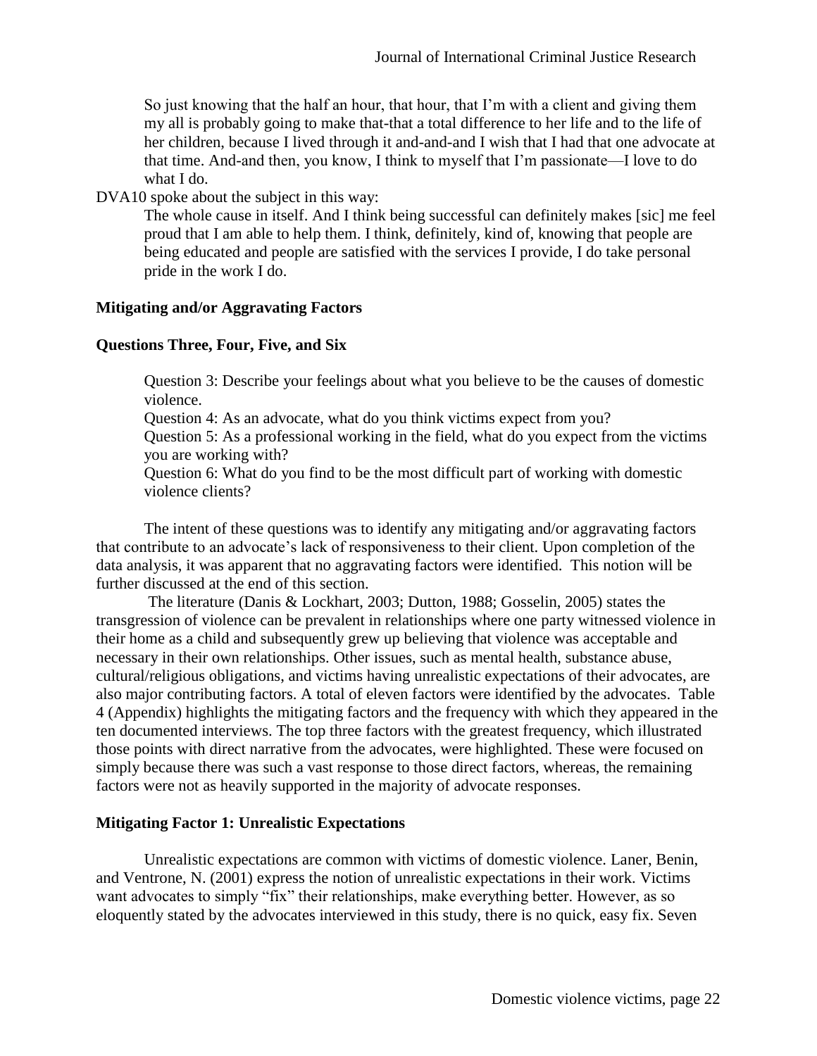> So just knowing that the half an hour, that hour, that I'm with a client and giving them my all is probably going to make that-that a total difference to her life and to the life of her children, because I lived through it and-and-and I wish that I had that one advocate at that time. And-and then, you know, I think to myself that I'm passionate—I love to do what I do.

DVA10 spoke about the subject in this way:

> The whole cause in itself. And I think being successful can definitely makes [sic] me feel proud that I am able to help them. I think, definitely, kind of, knowing that people are being educated and people are satisfied with the services I provide, I do take personal pride in the work I do.

**Mitigating and/or Aggravating Factors**

**Questions Three, Four, Five, and Six**

> Question 3: Describe your feelings about what you believe to be the causes of domestic violence.
> Question 4: As an advocate, what do you think victims expect from you?
> Question 5: As a professional working in the field, what do you expect from the victims you are working with?
> Question 6: What do you find to be the most difficult part of working with domestic violence clients?

The intent of these questions was to identify any mitigating and/or aggravating factors that contribute to an advocate's lack of responsiveness to their client. Upon completion of the data analysis, it was apparent that no aggravating factors were identified. This notion will be further discussed at the end of this section.

The literature (Danis & Lockhart, 2003; Dutton, 1988; Gosselin, 2005) states the transgression of violence can be prevalent in relationships where one party witnessed violence in their home as a child and subsequently grew up believing that violence was acceptable and necessary in their own relationships. Other issues, such as mental health, substance abuse, cultural/religious obligations, and victims having unrealistic expectations of their advocates, are also major contributing factors. A total of eleven factors were identified by the advocates. Table 4 (Appendix) highlights the mitigating factors and the frequency with which they appeared in the ten documented interviews. The top three factors with the greatest frequency, which illustrated those points with direct narrative from the advocates, were highlighted. These were focused on simply because there was such a vast response to those direct factors, whereas, the remaining factors were not as heavily supported in the majority of advocate responses.

**Mitigating Factor 1: Unrealistic Expectations**

Unrealistic expectations are common with victims of domestic violence. Laner, Benin, and Ventrone, N. (2001) express the notion of unrealistic expectations in their work. Victims want advocates to simply "fix" their relationships, make everything better. However, as so eloquently stated by the advocates interviewed in this study, there is no quick, easy fix. Seven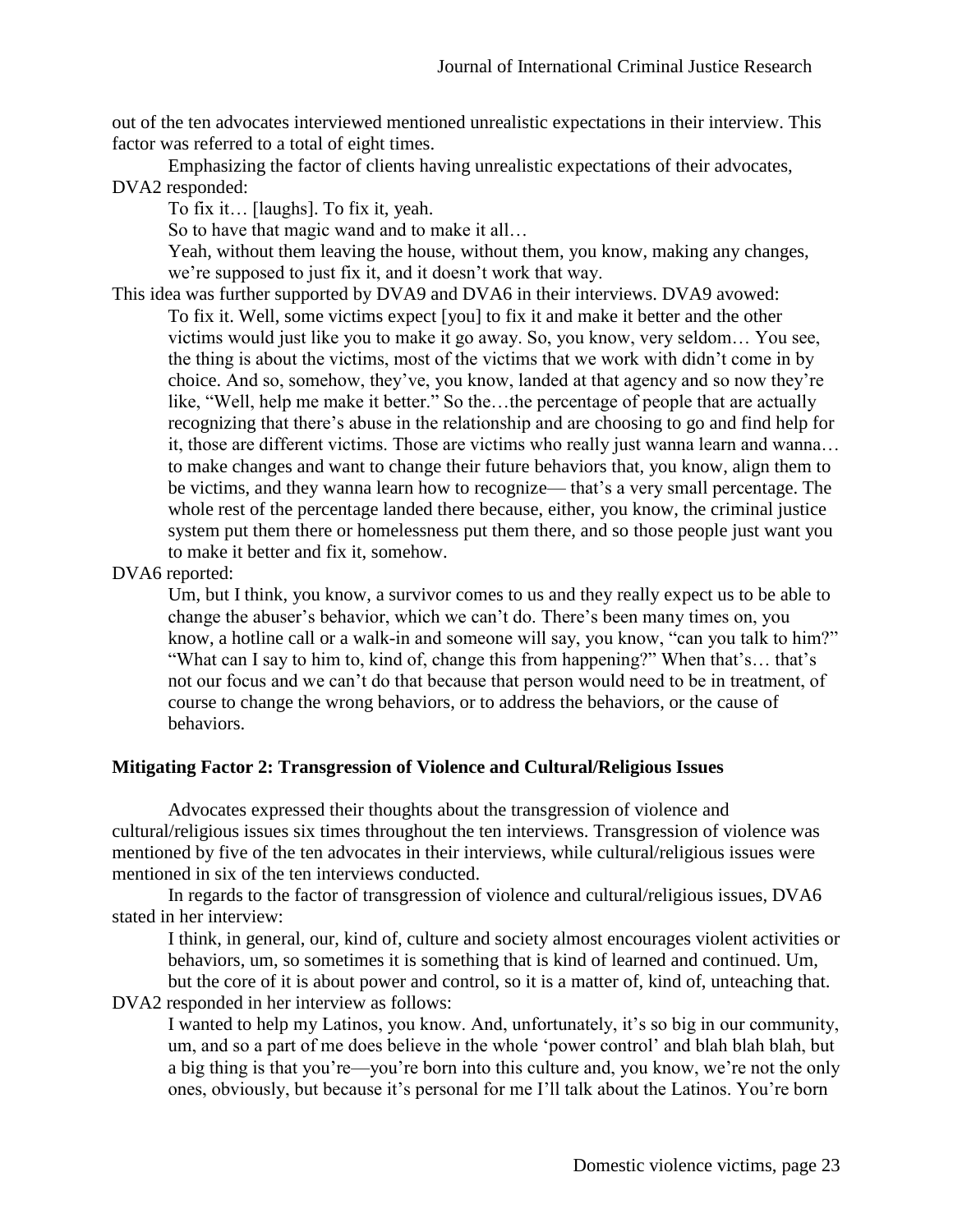out of the ten advocates interviewed mentioned unrealistic expectations in their interview. This factor was referred to a total of eight times.

Emphasizing the factor of clients having unrealistic expectations of their advocates, DVA2 responded:

> To fix it… [laughs]. To fix it, yeah.
>
> So to have that magic wand and to make it all…
>
> Yeah, without them leaving the house, without them, you know, making any changes, we're supposed to just fix it, and it doesn't work that way.

This idea was further supported by DVA9 and DVA6 in their interviews. DVA9 avowed:

> To fix it. Well, some victims expect [you] to fix it and make it better and the other victims would just like you to make it go away. So, you know, very seldom… You see, the thing is about the victims, most of the victims that we work with didn't come in by choice. And so, somehow, they've, you know, landed at that agency and so now they're like, "Well, help me make it better." So the…the percentage of people that are actually recognizing that there's abuse in the relationship and are choosing to go and find help for it, those are different victims. Those are victims who really just wanna learn and wanna… to make changes and want to change their future behaviors that, you know, align them to be victims, and they wanna learn how to recognize— that's a very small percentage. The whole rest of the percentage landed there because, either, you know, the criminal justice system put them there or homelessness put them there, and so those people just want you to make it better and fix it, somehow.

DVA6 reported:

> Um, but I think, you know, a survivor comes to us and they really expect us to be able to change the abuser's behavior, which we can't do. There's been many times on, you know, a hotline call or a walk-in and someone will say, you know, "can you talk to him?" "What can I say to him to, kind of, change this from happening?" When that's… that's not our focus and we can't do that because that person would need to be in treatment, of course to change the wrong behaviors, or to address the behaviors, or the cause of behaviors.

### Mitigating Factor 2: Transgression of Violence and Cultural/Religious Issues

Advocates expressed their thoughts about the transgression of violence and cultural/religious issues six times throughout the ten interviews. Transgression of violence was mentioned by five of the ten advocates in their interviews, while cultural/religious issues were mentioned in six of the ten interviews conducted.

In regards to the factor of transgression of violence and cultural/religious issues, DVA6 stated in her interview:

> I think, in general, our, kind of, culture and society almost encourages violent activities or behaviors, um, so sometimes it is something that is kind of learned and continued. Um, but the core of it is about power and control, so it is a matter of, kind of, unteaching that.

DVA2 responded in her interview as follows:

> I wanted to help my Latinos, you know. And, unfortunately, it's so big in our community, um, and so a part of me does believe in the whole 'power control' and blah blah blah, but a big thing is that you're—you're born into this culture and, you know, we're not the only ones, obviously, but because it's personal for me I'll talk about the Latinos. You're born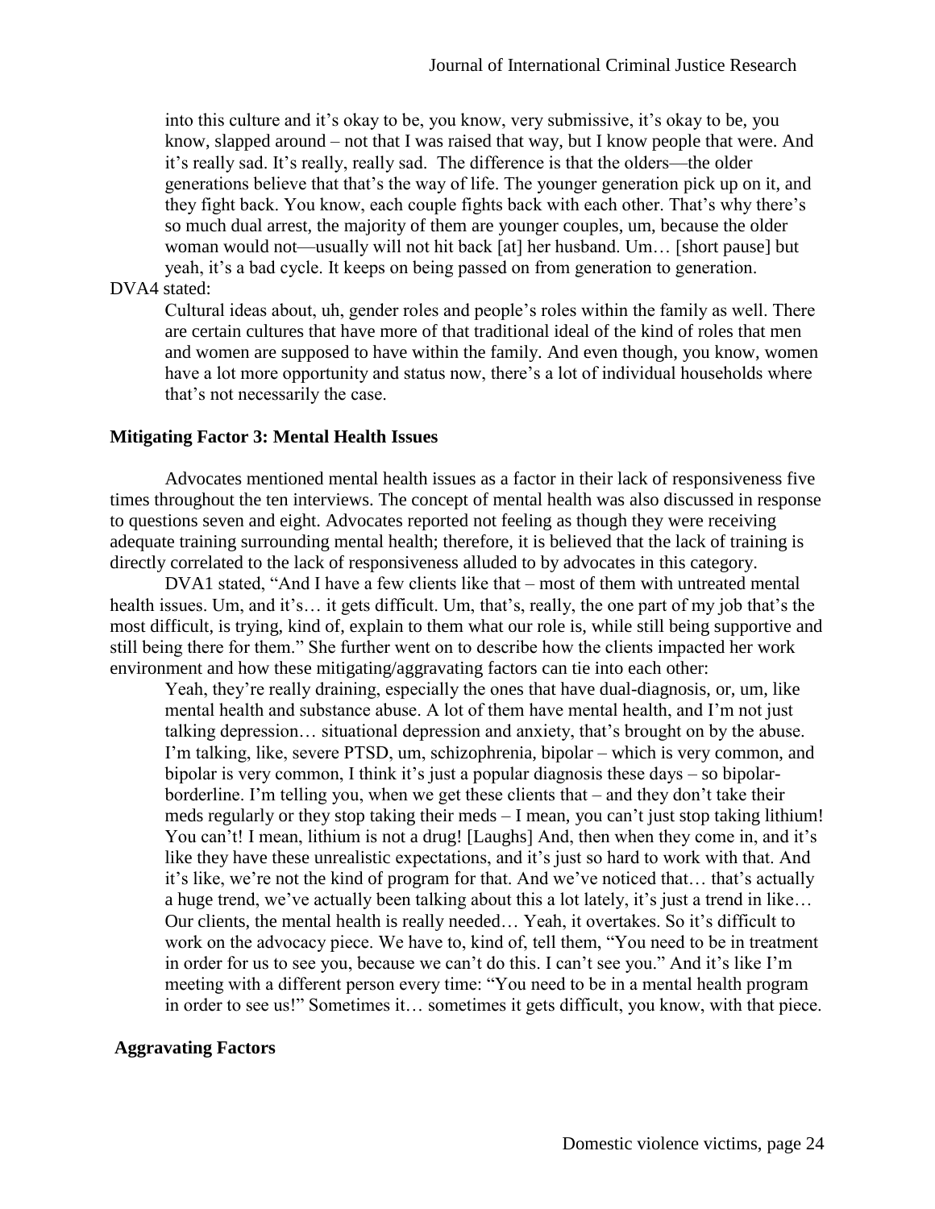> into this culture and it's okay to be, you know, very submissive, it's okay to be, you know, slapped around – not that I was raised that way, but I know people that were. And it's really sad. It's really, really sad. The difference is that the olders—the older generations believe that that's the way of life. The younger generation pick up on it, and they fight back. You know, each couple fights back with each other. That's why there's so much dual arrest, the majority of them are younger couples, um, because the older woman would not—usually will not hit back [at] her husband. Um… [short pause] but yeah, it's a bad cycle. It keeps on being passed on from generation to generation.

DVA4 stated:

> Cultural ideas about, uh, gender roles and people's roles within the family as well. There are certain cultures that have more of that traditional ideal of the kind of roles that men and women are supposed to have within the family. And even though, you know, women have a lot more opportunity and status now, there's a lot of individual households where that's not necessarily the case.

### Mitigating Factor 3: Mental Health Issues

Advocates mentioned mental health issues as a factor in their lack of responsiveness five times throughout the ten interviews. The concept of mental health was also discussed in response to questions seven and eight. Advocates reported not feeling as though they were receiving adequate training surrounding mental health; therefore, it is believed that the lack of training is directly correlated to the lack of responsiveness alluded to by advocates in this category.

DVA1 stated, "And I have a few clients like that – most of them with untreated mental health issues. Um, and it's… it gets difficult. Um, that's, really, the one part of my job that's the most difficult, is trying, kind of, explain to them what our role is, while still being supportive and still being there for them." She further went on to describe how the clients impacted her work environment and how these mitigating/aggravating factors can tie into each other:

> Yeah, they're really draining, especially the ones that have dual-diagnosis, or, um, like mental health and substance abuse. A lot of them have mental health, and I'm not just talking depression… situational depression and anxiety, that's brought on by the abuse. I'm talking, like, severe PTSD, um, schizophrenia, bipolar – which is very common, and bipolar is very common, I think it's just a popular diagnosis these days – so bipolar-borderline. I'm telling you, when we get these clients that – and they don't take their meds regularly or they stop taking their meds – I mean, you can't just stop taking lithium! You can't! I mean, lithium is not a drug! [Laughs] And, then when they come in, and it's like they have these unrealistic expectations, and it's just so hard to work with that. And it's like, we're not the kind of program for that. And we've noticed that… that's actually a huge trend, we've actually been talking about this a lot lately, it's just a trend in like… Our clients, the mental health is really needed… Yeah, it overtakes. So it's difficult to work on the advocacy piece. We have to, kind of, tell them, "You need to be in treatment in order for us to see you, because we can't do this. I can't see you." And it's like I'm meeting with a different person every time: "You need to be in a mental health program in order to see us!" Sometimes it… sometimes it gets difficult, you know, with that piece.

### Aggravating Factors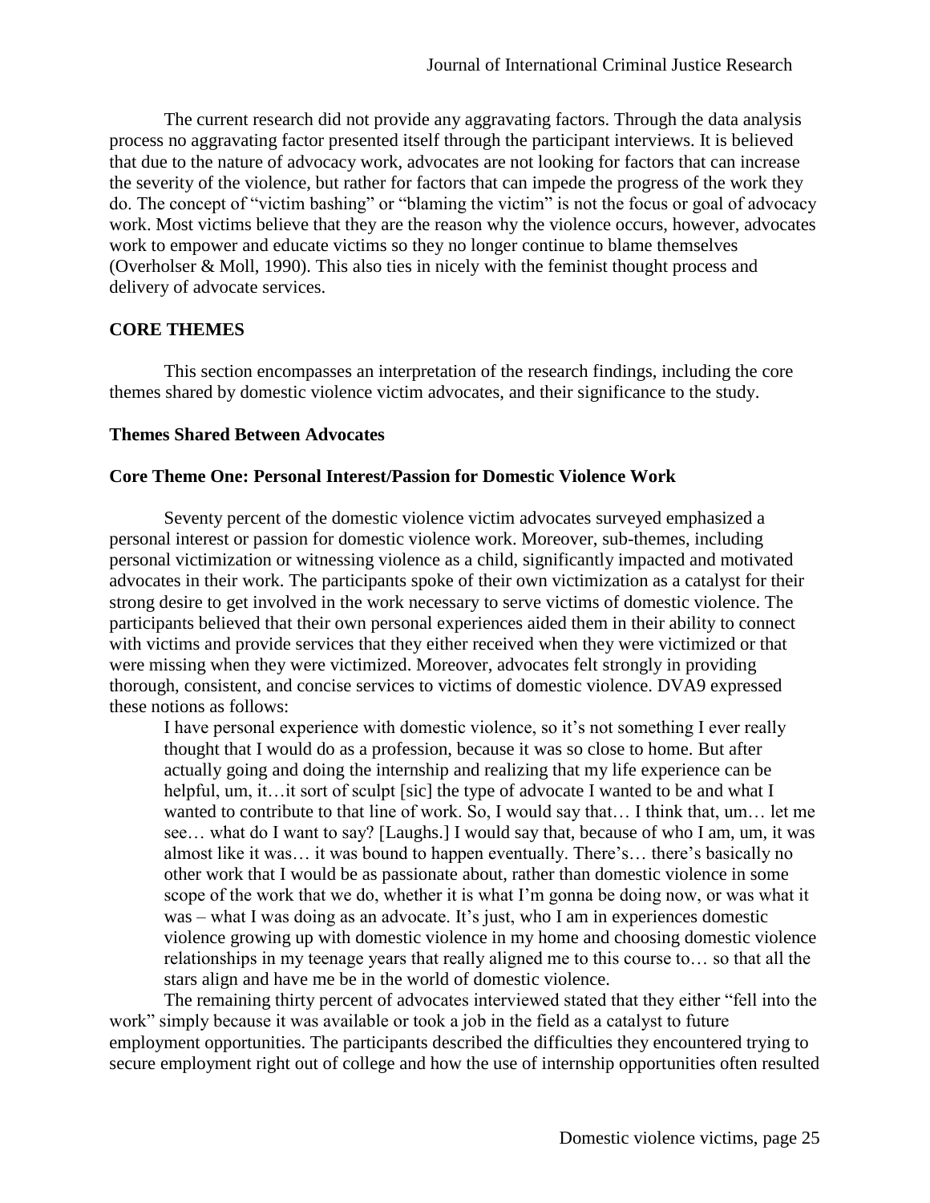The current research did not provide any aggravating factors. Through the data analysis process no aggravating factor presented itself through the participant interviews. It is believed that due to the nature of advocacy work, advocates are not looking for factors that can increase the severity of the violence, but rather for factors that can impede the progress of the work they do. The concept of "victim bashing" or "blaming the victim" is not the focus or goal of advocacy work. Most victims believe that they are the reason why the violence occurs, however, advocates work to empower and educate victims so they no longer continue to blame themselves (Overholser & Moll, 1990). This also ties in nicely with the feminist thought process and delivery of advocate services.

## CORE THEMES

This section encompasses an interpretation of the research findings, including the core themes shared by domestic violence victim advocates, and their significance to the study.

### Themes Shared Between Advocates

### Core Theme One: Personal Interest/Passion for Domestic Violence Work

Seventy percent of the domestic violence victim advocates surveyed emphasized a personal interest or passion for domestic violence work. Moreover, sub-themes, including personal victimization or witnessing violence as a child, significantly impacted and motivated advocates in their work. The participants spoke of their own victimization as a catalyst for their strong desire to get involved in the work necessary to serve victims of domestic violence. The participants believed that their own personal experiences aided them in their ability to connect with victims and provide services that they either received when they were victimized or that were missing when they were victimized. Moreover, advocates felt strongly in providing thorough, consistent, and concise services to victims of domestic violence. DVA9 expressed these notions as follows:

> I have personal experience with domestic violence, so it's not something I ever really thought that I would do as a profession, because it was so close to home. But after actually going and doing the internship and realizing that my life experience can be helpful, um, it…it sort of sculpt [sic] the type of advocate I wanted to be and what I wanted to contribute to that line of work. So, I would say that… I think that, um… let me see… what do I want to say? [Laughs.] I would say that, because of who I am, um, it was almost like it was… it was bound to happen eventually. There's… there's basically no other work that I would be as passionate about, rather than domestic violence in some scope of the work that we do, whether it is what I'm gonna be doing now, or was what it was – what I was doing as an advocate. It's just, who I am in experiences domestic violence growing up with domestic violence in my home and choosing domestic violence relationships in my teenage years that really aligned me to this course to… so that all the stars align and have me be in the world of domestic violence.

The remaining thirty percent of advocates interviewed stated that they either "fell into the work" simply because it was available or took a job in the field as a catalyst to future employment opportunities. The participants described the difficulties they encountered trying to secure employment right out of college and how the use of internship opportunities often resulted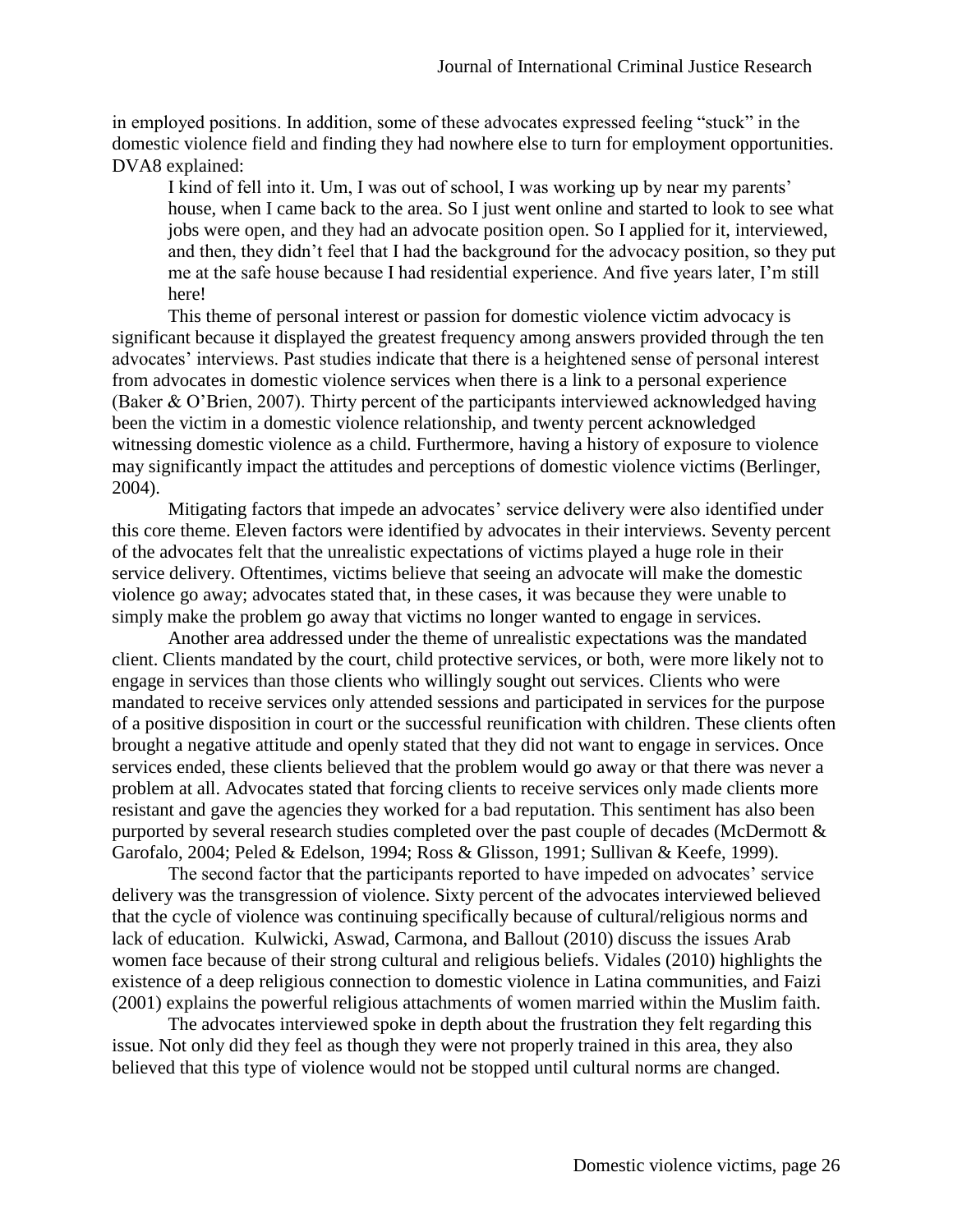in employed positions. In addition, some of these advocates expressed feeling "stuck" in the domestic violence field and finding they had nowhere else to turn for employment opportunities. DVA8 explained:

> I kind of fell into it. Um, I was out of school, I was working up by near my parents' house, when I came back to the area. So I just went online and started to look to see what jobs were open, and they had an advocate position open. So I applied for it, interviewed, and then, they didn't feel that I had the background for the advocacy position, so they put me at the safe house because I had residential experience. And five years later, I'm still here!

This theme of personal interest or passion for domestic violence victim advocacy is significant because it displayed the greatest frequency among answers provided through the ten advocates' interviews. Past studies indicate that there is a heightened sense of personal interest from advocates in domestic violence services when there is a link to a personal experience (Baker & O'Brien, 2007). Thirty percent of the participants interviewed acknowledged having been the victim in a domestic violence relationship, and twenty percent acknowledged witnessing domestic violence as a child. Furthermore, having a history of exposure to violence may significantly impact the attitudes and perceptions of domestic violence victims (Berlinger, 2004).

Mitigating factors that impede an advocates' service delivery were also identified under this core theme. Eleven factors were identified by advocates in their interviews. Seventy percent of the advocates felt that the unrealistic expectations of victims played a huge role in their service delivery. Oftentimes, victims believe that seeing an advocate will make the domestic violence go away; advocates stated that, in these cases, it was because they were unable to simply make the problem go away that victims no longer wanted to engage in services.

Another area addressed under the theme of unrealistic expectations was the mandated client. Clients mandated by the court, child protective services, or both, were more likely not to engage in services than those clients who willingly sought out services. Clients who were mandated to receive services only attended sessions and participated in services for the purpose of a positive disposition in court or the successful reunification with children. These clients often brought a negative attitude and openly stated that they did not want to engage in services. Once services ended, these clients believed that the problem would go away or that there was never a problem at all. Advocates stated that forcing clients to receive services only made clients more resistant and gave the agencies they worked for a bad reputation. This sentiment has also been purported by several research studies completed over the past couple of decades (McDermott & Garofalo, 2004; Peled & Edelson, 1994; Ross & Glisson, 1991; Sullivan & Keefe, 1999).

The second factor that the participants reported to have impeded on advocates' service delivery was the transgression of violence. Sixty percent of the advocates interviewed believed that the cycle of violence was continuing specifically because of cultural/religious norms and lack of education. Kulwicki, Aswad, Carmona, and Ballout (2010) discuss the issues Arab women face because of their strong cultural and religious beliefs. Vidales (2010) highlights the existence of a deep religious connection to domestic violence in Latina communities, and Faizi (2001) explains the powerful religious attachments of women married within the Muslim faith.

The advocates interviewed spoke in depth about the frustration they felt regarding this issue. Not only did they feel as though they were not properly trained in this area, they also believed that this type of violence would not be stopped until cultural norms are changed.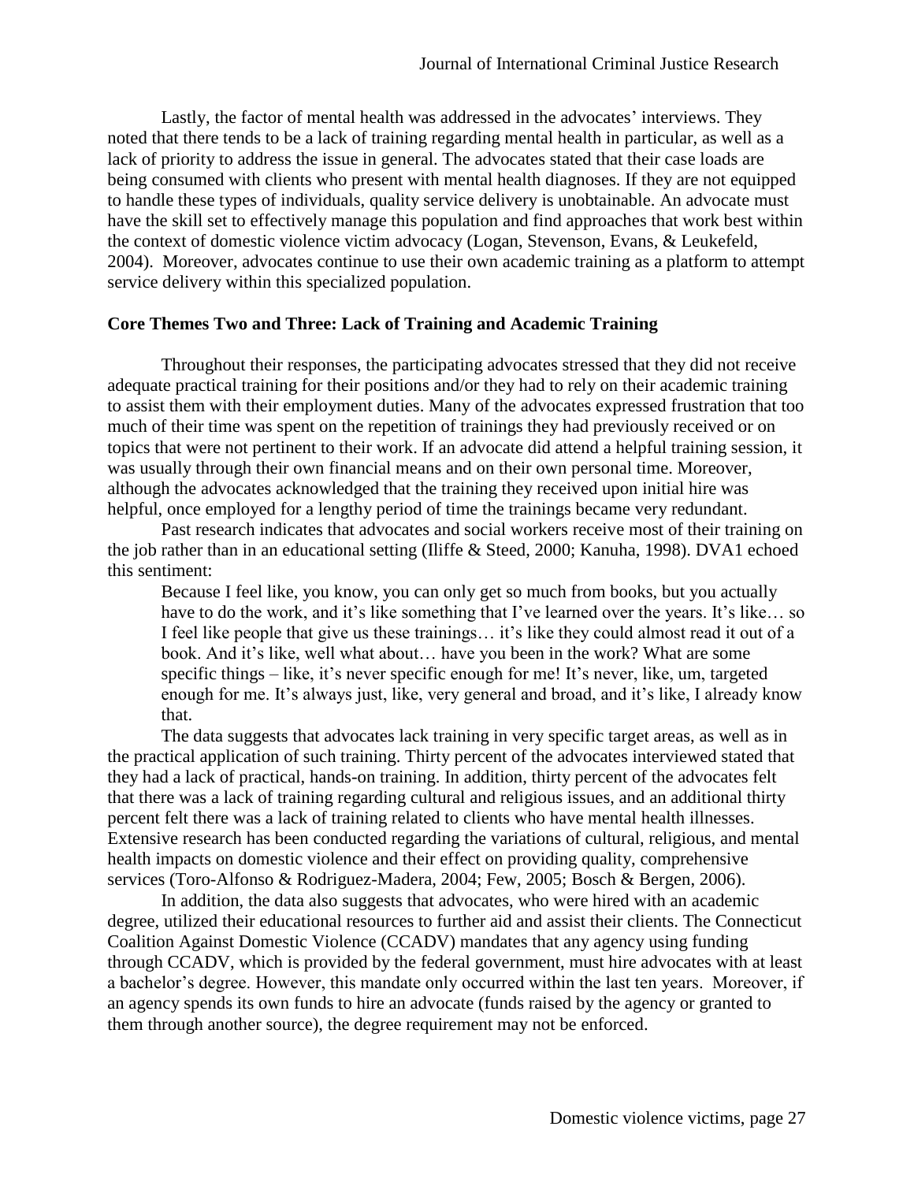Lastly, the factor of mental health was addressed in the advocates' interviews. They noted that there tends to be a lack of training regarding mental health in particular, as well as a lack of priority to address the issue in general. The advocates stated that their case loads are being consumed with clients who present with mental health diagnoses. If they are not equipped to handle these types of individuals, quality service delivery is unobtainable. An advocate must have the skill set to effectively manage this population and find approaches that work best within the context of domestic violence victim advocacy (Logan, Stevenson, Evans, & Leukefeld, 2004). Moreover, advocates continue to use their own academic training as a platform to attempt service delivery within this specialized population.

**Core Themes Two and Three: Lack of Training and Academic Training**

Throughout their responses, the participating advocates stressed that they did not receive adequate practical training for their positions and/or they had to rely on their academic training to assist them with their employment duties. Many of the advocates expressed frustration that too much of their time was spent on the repetition of trainings they had previously received or on topics that were not pertinent to their work. If an advocate did attend a helpful training session, it was usually through their own financial means and on their own personal time. Moreover, although the advocates acknowledged that the training they received upon initial hire was helpful, once employed for a lengthy period of time the trainings became very redundant.

Past research indicates that advocates and social workers receive most of their training on the job rather than in an educational setting (Iliffe & Steed, 2000; Kanuha, 1998). DVA1 echoed this sentiment:

> Because I feel like, you know, you can only get so much from books, but you actually have to do the work, and it's like something that I've learned over the years. It's like… so I feel like people that give us these trainings… it's like they could almost read it out of a book. And it's like, well what about… have you been in the work? What are some specific things – like, it's never specific enough for me! It's never, like, um, targeted enough for me. It's always just, like, very general and broad, and it's like, I already know that.

The data suggests that advocates lack training in very specific target areas, as well as in the practical application of such training. Thirty percent of the advocates interviewed stated that they had a lack of practical, hands-on training. In addition, thirty percent of the advocates felt that there was a lack of training regarding cultural and religious issues, and an additional thirty percent felt there was a lack of training related to clients who have mental health illnesses. Extensive research has been conducted regarding the variations of cultural, religious, and mental health impacts on domestic violence and their effect on providing quality, comprehensive services (Toro-Alfonso & Rodriguez-Madera, 2004; Few, 2005; Bosch & Bergen, 2006).

In addition, the data also suggests that advocates, who were hired with an academic degree, utilized their educational resources to further aid and assist their clients. The Connecticut Coalition Against Domestic Violence (CCADV) mandates that any agency using funding through CCADV, which is provided by the federal government, must hire advocates with at least a bachelor's degree. However, this mandate only occurred within the last ten years. Moreover, if an agency spends its own funds to hire an advocate (funds raised by the agency or granted to them through another source), the degree requirement may not be enforced.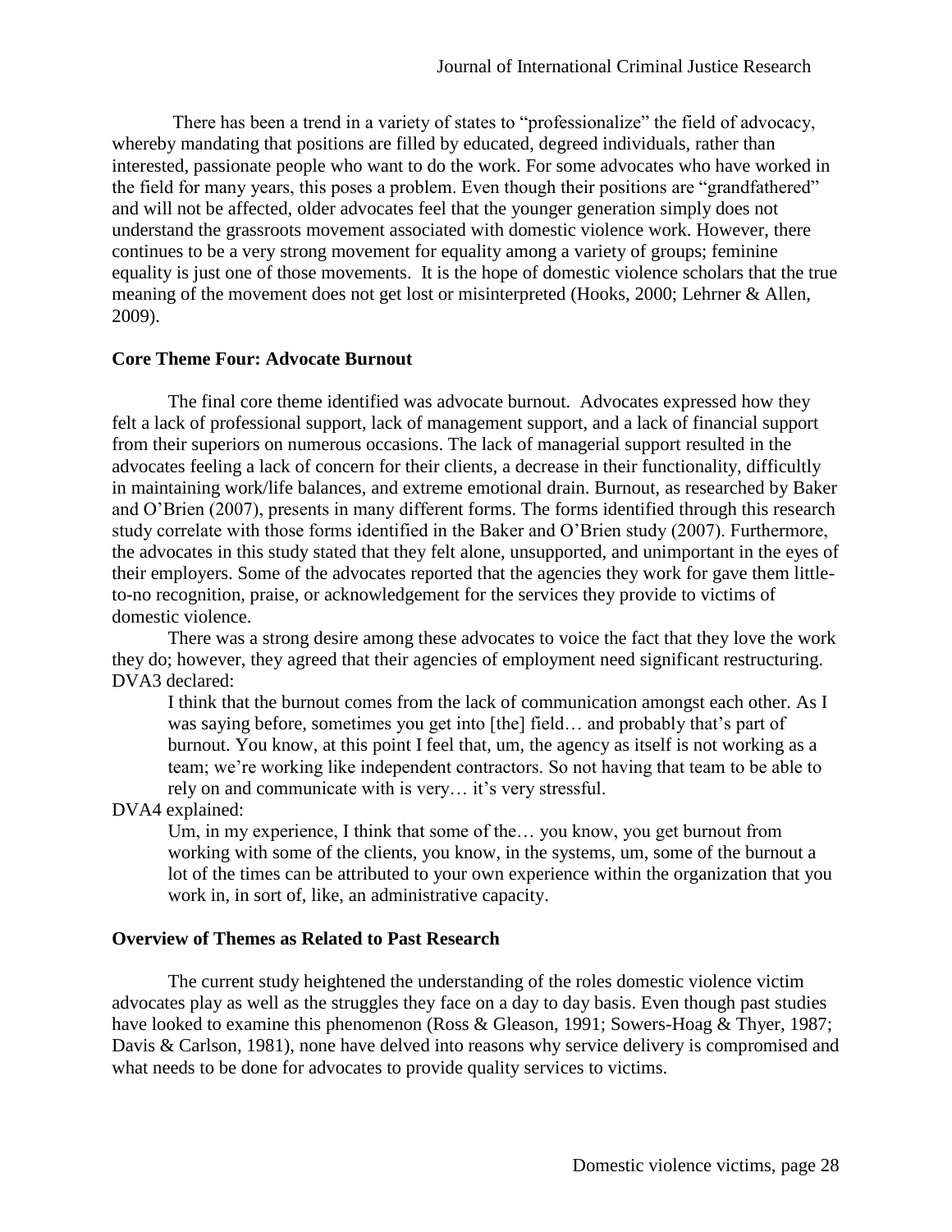There has been a trend in a variety of states to "professionalize" the field of advocacy, whereby mandating that positions are filled by educated, degreed individuals, rather than interested, passionate people who want to do the work. For some advocates who have worked in the field for many years, this poses a problem. Even though their positions are "grandfathered" and will not be affected, older advocates feel that the younger generation simply does not understand the grassroots movement associated with domestic violence work. However, there continues to be a very strong movement for equality among a variety of groups; feminine equality is just one of those movements. It is the hope of domestic violence scholars that the true meaning of the movement does not get lost or misinterpreted (Hooks, 2000; Lehrner & Allen, 2009).

**Core Theme Four: Advocate Burnout**

The final core theme identified was advocate burnout. Advocates expressed how they felt a lack of professional support, lack of management support, and a lack of financial support from their superiors on numerous occasions. The lack of managerial support resulted in the advocates feeling a lack of concern for their clients, a decrease in their functionality, difficultly in maintaining work/life balances, and extreme emotional drain. Burnout, as researched by Baker and O'Brien (2007), presents in many different forms. The forms identified through this research study correlate with those forms identified in the Baker and O'Brien study (2007). Furthermore, the advocates in this study stated that they felt alone, unsupported, and unimportant in the eyes of their employers. Some of the advocates reported that the agencies they work for gave them little-to-no recognition, praise, or acknowledgement for the services they provide to victims of domestic violence.

There was a strong desire among these advocates to voice the fact that they love the work they do; however, they agreed that their agencies of employment need significant restructuring. DVA3 declared:

> I think that the burnout comes from the lack of communication amongst each other. As I was saying before, sometimes you get into [the] field… and probably that's part of burnout. You know, at this point I feel that, um, the agency as itself is not working as a team; we're working like independent contractors. So not having that team to be able to rely on and communicate with is very… it's very stressful.

DVA4 explained:

> Um, in my experience, I think that some of the… you know, you get burnout from working with some of the clients, you know, in the systems, um, some of the burnout a lot of the times can be attributed to your own experience within the organization that you work in, in sort of, like, an administrative capacity.

**Overview of Themes as Related to Past Research**

The current study heightened the understanding of the roles domestic violence victim advocates play as well as the struggles they face on a day to day basis. Even though past studies have looked to examine this phenomenon (Ross & Gleason, 1991; Sowers-Hoag & Thyer, 1987; Davis & Carlson, 1981), none have delved into reasons why service delivery is compromised and what needs to be done for advocates to provide quality services to victims.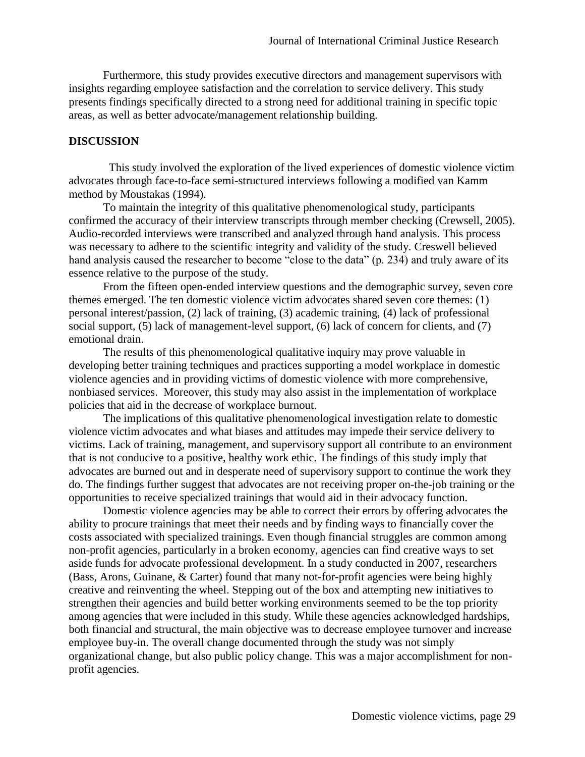Furthermore, this study provides executive directors and management supervisors with insights regarding employee satisfaction and the correlation to service delivery. This study presents findings specifically directed to a strong need for additional training in specific topic areas, as well as better advocate/management relationship building.

## DISCUSSION

This study involved the exploration of the lived experiences of domestic violence victim advocates through face-to-face semi-structured interviews following a modified van Kamm method by Moustakas (1994).

To maintain the integrity of this qualitative phenomenological study, participants confirmed the accuracy of their interview transcripts through member checking (Crewsell, 2005). Audio-recorded interviews were transcribed and analyzed through hand analysis. This process was necessary to adhere to the scientific integrity and validity of the study. Creswell believed hand analysis caused the researcher to become "close to the data" (p. 234) and truly aware of its essence relative to the purpose of the study.

From the fifteen open-ended interview questions and the demographic survey, seven core themes emerged. The ten domestic violence victim advocates shared seven core themes: (1) personal interest/passion, (2) lack of training, (3) academic training, (4) lack of professional social support, (5) lack of management-level support, (6) lack of concern for clients, and (7) emotional drain.

The results of this phenomenological qualitative inquiry may prove valuable in developing better training techniques and practices supporting a model workplace in domestic violence agencies and in providing victims of domestic violence with more comprehensive, nonbiased services. Moreover, this study may also assist in the implementation of workplace policies that aid in the decrease of workplace burnout.

The implications of this qualitative phenomenological investigation relate to domestic violence victim advocates and what biases and attitudes may impede their service delivery to victims. Lack of training, management, and supervisory support all contribute to an environment that is not conducive to a positive, healthy work ethic. The findings of this study imply that advocates are burned out and in desperate need of supervisory support to continue the work they do. The findings further suggest that advocates are not receiving proper on-the-job training or the opportunities to receive specialized trainings that would aid in their advocacy function.

Domestic violence agencies may be able to correct their errors by offering advocates the ability to procure trainings that meet their needs and by finding ways to financially cover the costs associated with specialized trainings. Even though financial struggles are common among non-profit agencies, particularly in a broken economy, agencies can find creative ways to set aside funds for advocate professional development. In a study conducted in 2007, researchers (Bass, Arons, Guinane, & Carter) found that many not-for-profit agencies were being highly creative and reinventing the wheel. Stepping out of the box and attempting new initiatives to strengthen their agencies and build better working environments seemed to be the top priority among agencies that were included in this study. While these agencies acknowledged hardships, both financial and structural, the main objective was to decrease employee turnover and increase employee buy-in. The overall change documented through the study was not simply organizational change, but also public policy change. This was a major accomplishment for non-profit agencies.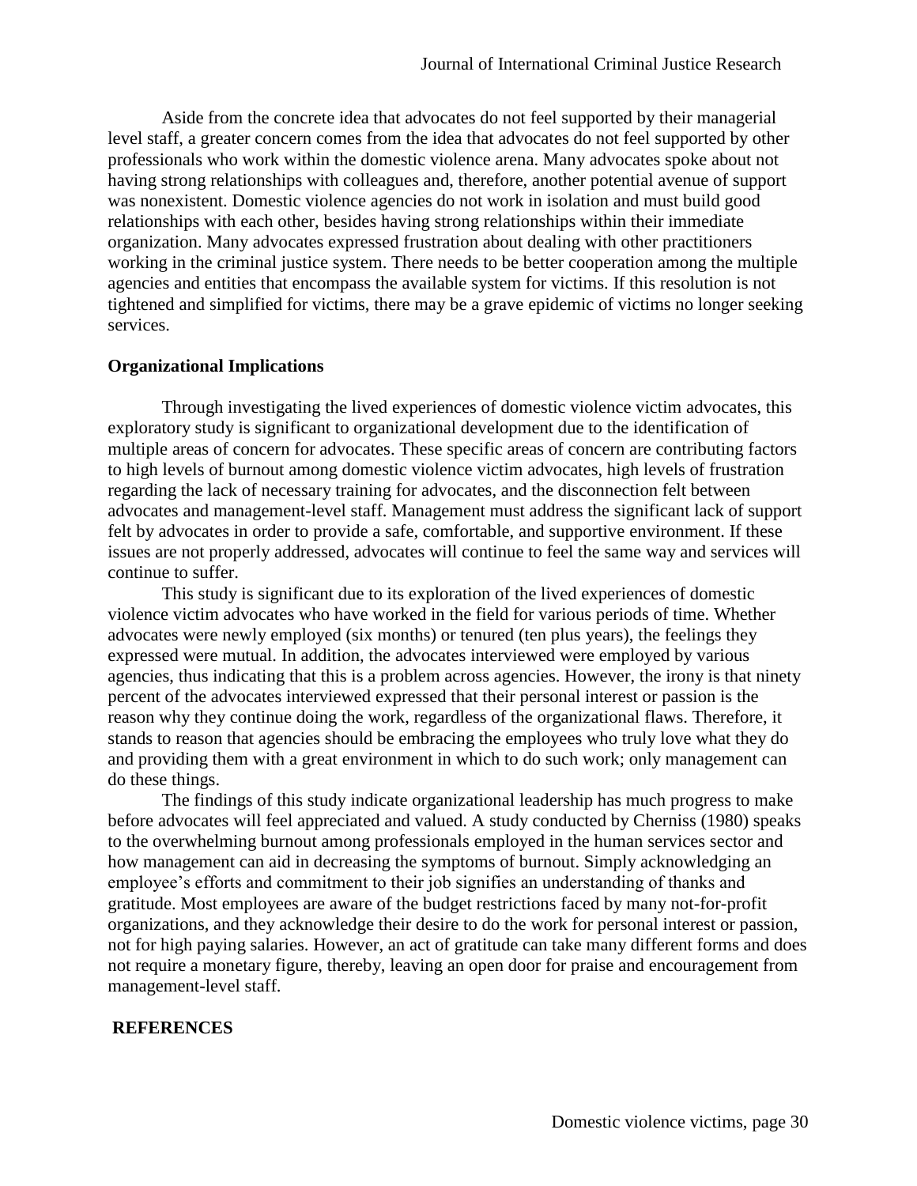Aside from the concrete idea that advocates do not feel supported by their managerial level staff, a greater concern comes from the idea that advocates do not feel supported by other professionals who work within the domestic violence arena. Many advocates spoke about not having strong relationships with colleagues and, therefore, another potential avenue of support was nonexistent. Domestic violence agencies do not work in isolation and must build good relationships with each other, besides having strong relationships within their immediate organization. Many advocates expressed frustration about dealing with other practitioners working in the criminal justice system. There needs to be better cooperation among the multiple agencies and entities that encompass the available system for victims. If this resolution is not tightened and simplified for victims, there may be a grave epidemic of victims no longer seeking services.

## Organizational Implications

Through investigating the lived experiences of domestic violence victim advocates, this exploratory study is significant to organizational development due to the identification of multiple areas of concern for advocates. These specific areas of concern are contributing factors to high levels of burnout among domestic violence victim advocates, high levels of frustration regarding the lack of necessary training for advocates, and the disconnection felt between advocates and management-level staff. Management must address the significant lack of support felt by advocates in order to provide a safe, comfortable, and supportive environment. If these issues are not properly addressed, advocates will continue to feel the same way and services will continue to suffer.

This study is significant due to its exploration of the lived experiences of domestic violence victim advocates who have worked in the field for various periods of time. Whether advocates were newly employed (six months) or tenured (ten plus years), the feelings they expressed were mutual. In addition, the advocates interviewed were employed by various agencies, thus indicating that this is a problem across agencies. However, the irony is that ninety percent of the advocates interviewed expressed that their personal interest or passion is the reason why they continue doing the work, regardless of the organizational flaws. Therefore, it stands to reason that agencies should be embracing the employees who truly love what they do and providing them with a great environment in which to do such work; only management can do these things.

The findings of this study indicate organizational leadership has much progress to make before advocates will feel appreciated and valued. A study conducted by Cherniss (1980) speaks to the overwhelming burnout among professionals employed in the human services sector and how management can aid in decreasing the symptoms of burnout. Simply acknowledging an employee's efforts and commitment to their job signifies an understanding of thanks and gratitude. Most employees are aware of the budget restrictions faced by many not-for-profit organizations, and they acknowledge their desire to do the work for personal interest or passion, not for high paying salaries. However, an act of gratitude can take many different forms and does not require a monetary figure, thereby, leaving an open door for praise and encouragement from management-level staff.

## REFERENCES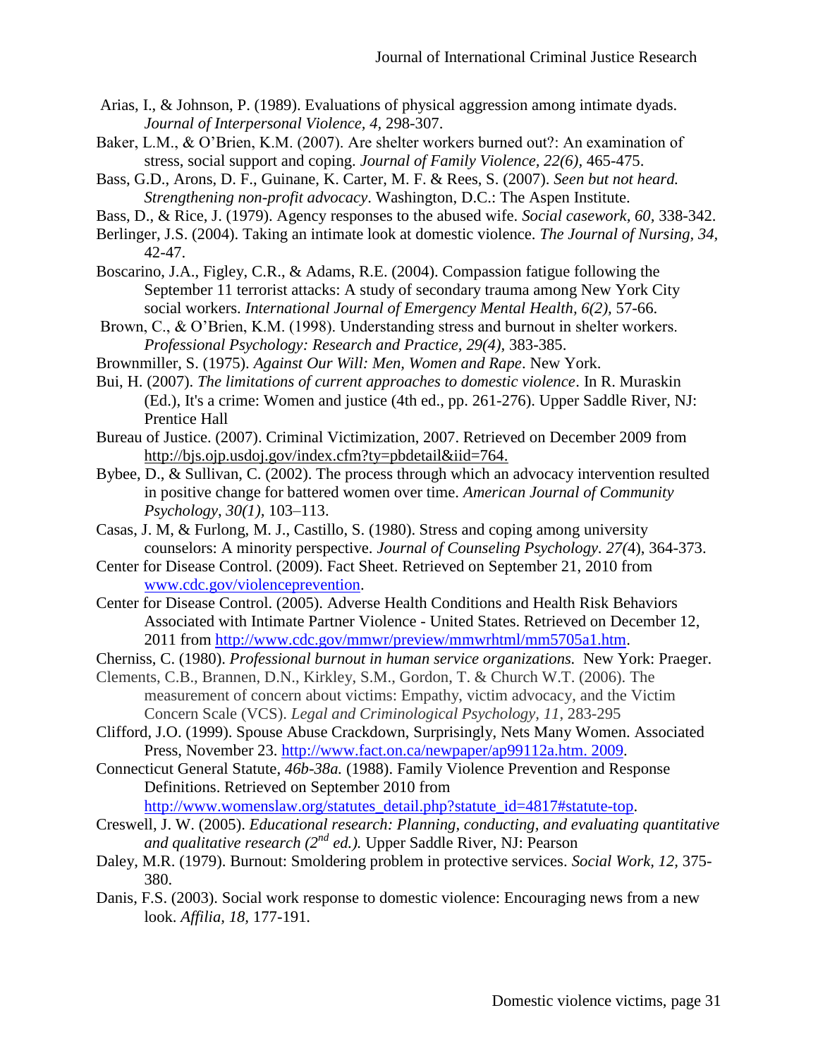Arias, I., & Johnson, P. (1989). Evaluations of physical aggression among intimate dyads. *Journal of Interpersonal Violence, 4,* 298-307.

Baker, L.M., & O'Brien, K.M. (2007). Are shelter workers burned out?: An examination of stress, social support and coping. *Journal of Family Violence, 22(6),* 465-475.

Bass, G.D., Arons, D. F., Guinane, K. Carter, M. F. & Rees, S. (2007). *Seen but not heard. Strengthening non-profit advocacy*. Washington, D.C.: The Aspen Institute.

Bass, D., & Rice, J. (1979). Agency responses to the abused wife. *Social casework, 60,* 338-342.

Berlinger, J.S. (2004). Taking an intimate look at domestic violence. *The Journal of Nursing, 34,* 42-47.

Boscarino, J.A., Figley, C.R., & Adams, R.E. (2004). Compassion fatigue following the September 11 terrorist attacks: A study of secondary trauma among New York City social workers. *International Journal of Emergency Mental Health, 6(2),* 57-66.

Brown, C., & O'Brien, K.M. (1998). Understanding stress and burnout in shelter workers. *Professional Psychology: Research and Practice, 29(4),* 383-385.

Brownmiller, S. (1975). *Against Our Will: Men, Women and Rape*. New York.

Bui, H. (2007). *The limitations of current approaches to domestic violence*. In R. Muraskin (Ed.), It's a crime: Women and justice (4th ed., pp. 261-276). Upper Saddle River, NJ: Prentice Hall

Bureau of Justice. (2007). Criminal Victimization, 2007. Retrieved on December 2009 from http://bjs.ojp.usdoj.gov/index.cfm?ty=pbdetail&iid=764.

Bybee, D., & Sullivan, C. (2002). The process through which an advocacy intervention resulted in positive change for battered women over time. *American Journal of Community Psychology*, *30(1),* 103–113.

Casas, J. M, & Furlong, M. J., Castillo, S. (1980). Stress and coping among university counselors: A minority perspective. *Journal of Counseling Psychology*. *27(*4), 364-373.

Center for Disease Control. (2009). Fact Sheet. Retrieved on September 21, 2010 from www.cdc.gov/violenceprevention.

Center for Disease Control. (2005). Adverse Health Conditions and Health Risk Behaviors Associated with Intimate Partner Violence - United States. Retrieved on December 12, 2011 from http://www.cdc.gov/mmwr/preview/mmwrhtml/mm5705a1.htm.

Cherniss, C. (1980). *Professional burnout in human service organizations.* New York: Praeger.

Clements, C.B., Brannen, D.N., Kirkley, S.M., Gordon, T. & Church W.T. (2006). The measurement of concern about victims: Empathy, victim advocacy, and the Victim Concern Scale (VCS). *Legal and Criminological Psychology, 11*, 283-295

Clifford, J.O. (1999). Spouse Abuse Crackdown, Surprisingly, Nets Many Women. Associated Press, November 23. http://www.fact.on.ca/newpaper/ap99112a.htm. 2009.

Connecticut General Statute, *46b-38a.* (1988). Family Violence Prevention and Response Definitions. Retrieved on September 2010 from http://www.womenslaw.org/statutes_detail.php?statute_id=4817#statute-top.

Creswell, J. W. (2005). *Educational research: Planning, conducting, and evaluating quantitative and qualitative research (2nd ed.).* Upper Saddle River, NJ: Pearson

Daley, M.R. (1979). Burnout: Smoldering problem in protective services. *Social Work, 12,* 375-380.

Danis, F.S. (2003). Social work response to domestic violence: Encouraging news from a new look. *Affilia, 18,* 177-191.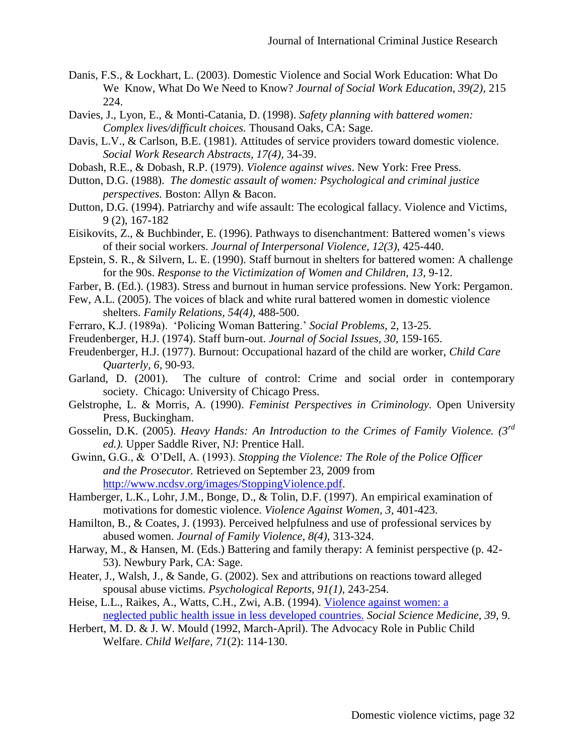Danis, F.S., & Lockhart, L. (2003). Domestic Violence and Social Work Education: What Do We Know, What Do We Need to Know? *Journal of Social Work Education, 39(2),* 215 224.

Davies, J., Lyon, E., & Monti-Catania, D. (1998). *Safety planning with battered women: Complex lives/difficult choices.* Thousand Oaks, CA: Sage.

Davis, L.V., & Carlson, B.E. (1981). Attitudes of service providers toward domestic violence. *Social Work Research Abstracts, 17(4),* 34-39.

Dobash, R.E., & Dobash, R.P. (1979). *Violence against wives*. New York: Free Press.

Dutton, D.G. (1988). *The domestic assault of women: Psychological and criminal justice perspectives.* Boston: Allyn & Bacon.

Dutton, D.G. (1994). Patriarchy and wife assault: The ecological fallacy. Violence and Victims, 9 (2), 167-182

Eisikovits, Z., & Buchbinder, E. (1996). Pathways to disenchantment: Battered women's views of their social workers. *Journal of Interpersonal Violence, 12(3),* 425-440.

Epstein, S. R., & Silvern, L. E. (1990). Staff burnout in shelters for battered women: A challenge for the 90s. *Response to the Victimization of Women and Children, 13,* 9-12.

Farber, B. (Ed.). (1983). Stress and burnout in human service professions. New York: Pergamon.

Few, A.L. (2005). The voices of black and white rural battered women in domestic violence shelters. *Family Relations, 54(4),* 488-500.

Ferraro, K.J. (1989a). 'Policing Woman Battering.' *Social Problems*, 2, 13-25.

Freudenberger, H.J. (1974). Staff burn-out. *Journal of Social Issues, 30,* 159-165.

Freudenberger, H.J. (1977). Burnout: Occupational hazard of the child are worker, *Child Care Quarterly, 6,* 90-93.

Garland, D. (2001). The culture of control: Crime and social order in contemporary society. Chicago: University of Chicago Press.

Gelstrophe, L. & Morris, A. (1990). *Feminist Perspectives in Criminology.* Open University Press, Buckingham.

Gosselin, D.K. (2005). *Heavy Hands: An Introduction to the Crimes of Family Violence. (3rd ed.).* Upper Saddle River, NJ: Prentice Hall.

Gwinn, G.G., & O'Dell, A. (1993). *Stopping the Violence: The Role of the Police Officer and the Prosecutor.* Retrieved on September 23, 2009 from http://www.ncdsv.org/images/StoppingViolence.pdf.

Hamberger, L.K., Lohr, J.M., Bonge, D., & Tolin, D.F. (1997). An empirical examination of motivations for domestic violence. *Violence Against Women, 3,* 401-423.

Hamilton, B., & Coates, J. (1993). Perceived helpfulness and use of professional services by abused women. *Journal of Family Violence, 8(4),* 313-324.

Harway, M., & Hansen, M. (Eds.) Battering and family therapy: A feminist perspective (p. 42-53). Newbury Park, CA: Sage.

Heater, J., Walsh, J., & Sande, G. (2002). Sex and attributions on reactions toward alleged spousal abuse victims. *Psychological Reports, 91(1),* 243-254.

Heise, L.L., Raikes, A., Watts, C.H., Zwi, A.B. (1994). Violence against women: a neglected public health issue in less developed countries. *Social Science Medicine, 39,* 9.

Herbert, M. D. & J. W. Mould (1992, March-April). The Advocacy Role in Public Child Welfare. *Child Welfare, 71*(2): 114-130.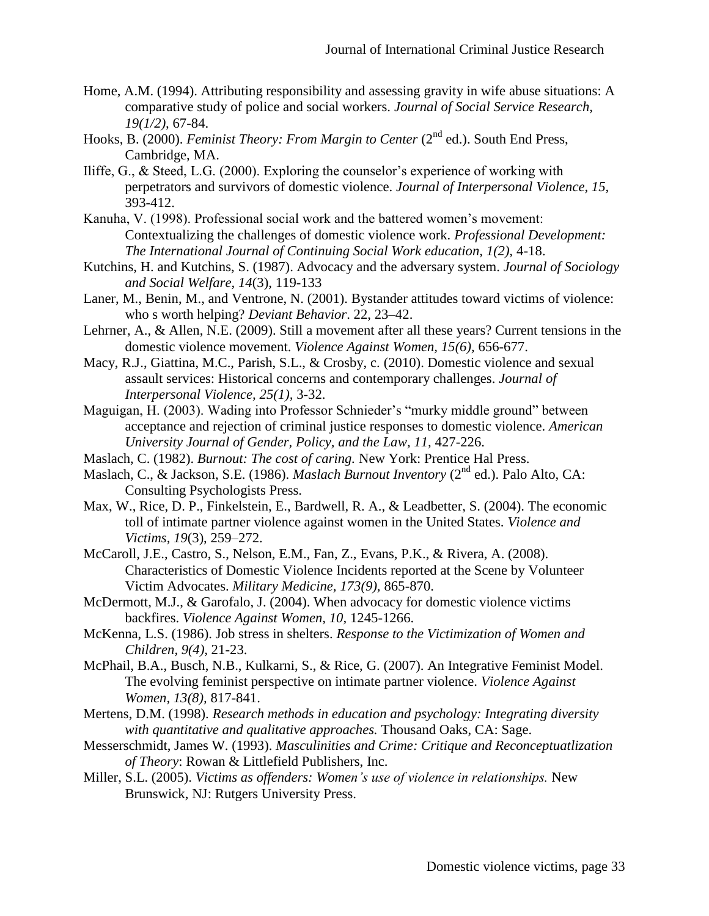Home, A.M. (1994). Attributing responsibility and assessing gravity in wife abuse situations: A comparative study of police and social workers. *Journal of Social Service Research, 19(1/2),* 67-84.

Hooks, B. (2000). *Feminist Theory: From Margin to Center* (2nd ed.). South End Press, Cambridge, MA.

Iliffe, G., & Steed, L.G. (2000). Exploring the counselor's experience of working with perpetrators and survivors of domestic violence. *Journal of Interpersonal Violence, 15,* 393-412.

Kanuha, V. (1998). Professional social work and the battered women's movement: Contextualizing the challenges of domestic violence work. *Professional Development: The International Journal of Continuing Social Work education, 1(2),* 4-18.

Kutchins, H. and Kutchins, S. (1987). Advocacy and the adversary system. *Journal of Sociology and Social Welfare*, *14*(3), 119-133

Laner, M., Benin, M., and Ventrone, N. (2001). Bystander attitudes toward victims of violence: who s worth helping? *Deviant Behavior*. 22, 23–42.

Lehrner, A., & Allen, N.E. (2009). Still a movement after all these years? Current tensions in the domestic violence movement. *Violence Against Women, 15(6),* 656-677.

Macy, R.J., Giattina, M.C., Parish, S.L., & Crosby, c. (2010). Domestic violence and sexual assault services: Historical concerns and contemporary challenges. *Journal of Interpersonal Violence, 25(1),* 3-32.

Maguigan, H. (2003). Wading into Professor Schnieder's "murky middle ground" between acceptance and rejection of criminal justice responses to domestic violence. *American University Journal of Gender, Policy, and the Law, 11,* 427-226.

Maslach, C. (1982). *Burnout: The cost of caring.* New York: Prentice Hal Press.

Maslach, C., & Jackson, S.E. (1986). *Maslach Burnout Inventory* (2nd ed.). Palo Alto, CA: Consulting Psychologists Press.

Max, W., Rice, D. P., Finkelstein, E., Bardwell, R. A., & Leadbetter, S. (2004). The economic toll of intimate partner violence against women in the United States. *Violence and Victims*, *19*(3), 259–272.

McCaroll, J.E., Castro, S., Nelson, E.M., Fan, Z., Evans, P.K., & Rivera, A. (2008). Characteristics of Domestic Violence Incidents reported at the Scene by Volunteer Victim Advocates. *Military Medicine, 173(9),* 865-870.

McDermott, M.J., & Garofalo, J. (2004). When advocacy for domestic violence victims backfires. *Violence Against Women, 10,* 1245-1266.

McKenna, L.S. (1986). Job stress in shelters. *Response to the Victimization of Women and Children, 9(4),* 21-23.

McPhail, B.A., Busch, N.B., Kulkarni, S., & Rice, G. (2007). An Integrative Feminist Model. The evolving feminist perspective on intimate partner violence. *Violence Against Women, 13(8),* 817-841.

Mertens, D.M. (1998). *Research methods in education and psychology: Integrating diversity with quantitative and qualitative approaches.* Thousand Oaks, CA: Sage.

Messerschmidt, James W. (1993). *Masculinities and Crime: Critique and Reconceptuatlization of Theory*: Rowan & Littlefield Publishers, Inc.

Miller, S.L. (2005). *Victims as offenders: Women's use of violence in relationships.* New Brunswick, NJ: Rutgers University Press.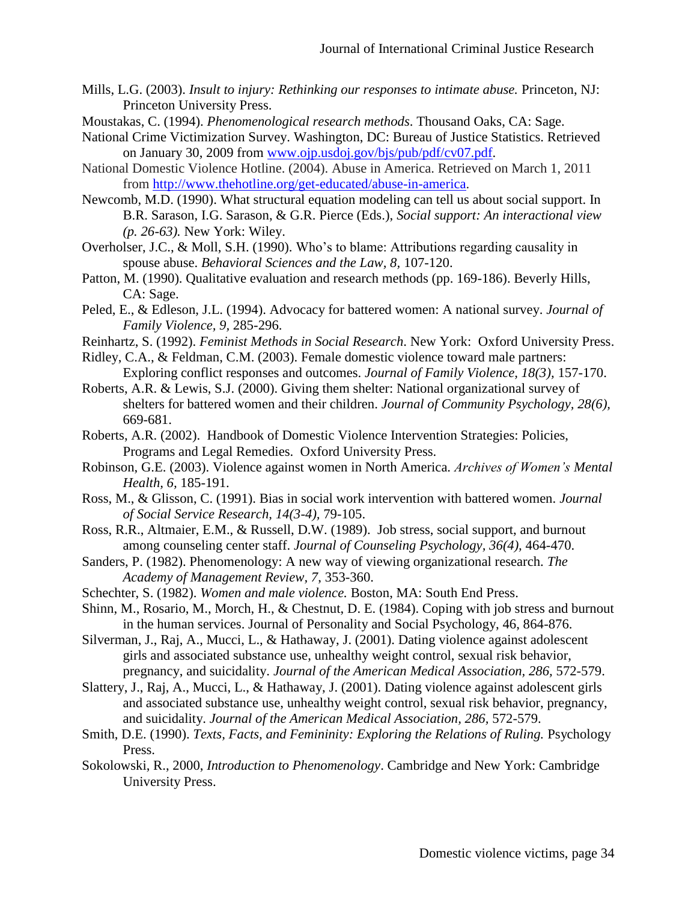Mills, L.G. (2003). *Insult to injury: Rethinking our responses to intimate abuse.* Princeton, NJ: Princeton University Press.

Moustakas, C. (1994). *Phenomenological research methods*. Thousand Oaks, CA: Sage.

National Crime Victimization Survey. Washington, DC: Bureau of Justice Statistics. Retrieved on January 30, 2009 from www.ojp.usdoj.gov/bjs/pub/pdf/cv07.pdf.

National Domestic Violence Hotline. (2004). Abuse in America. Retrieved on March 1, 2011 from http://www.thehotline.org/get-educated/abuse-in-america.

Newcomb, M.D. (1990). What structural equation modeling can tell us about social support. In B.R. Sarason, I.G. Sarason, & G.R. Pierce (Eds.), *Social support: An interactional view (p. 26-63).* New York: Wiley.

Overholser, J.C., & Moll, S.H. (1990). Who's to blame: Attributions regarding causality in spouse abuse. *Behavioral Sciences and the Law, 8,* 107-120.

Patton, M. (1990). Qualitative evaluation and research methods (pp. 169-186). Beverly Hills, CA: Sage.

Peled, E., & Edleson, J.L. (1994). Advocacy for battered women: A national survey. *Journal of Family Violence, 9,* 285-296.

Reinhartz, S. (1992). *Feminist Methods in Social Research*. New York: Oxford University Press.

Ridley, C.A., & Feldman, C.M. (2003). Female domestic violence toward male partners: Exploring conflict responses and outcomes. *Journal of Family Violence, 18(3),* 157-170.

Roberts, A.R. & Lewis, S.J. (2000). Giving them shelter: National organizational survey of shelters for battered women and their children. *Journal of Community Psychology, 28(6),* 669-681.

Roberts, A.R. (2002). Handbook of Domestic Violence Intervention Strategies: Policies, Programs and Legal Remedies. Oxford University Press.

Robinson, G.E. (2003). Violence against women in North America. *Archives of Women's Mental Health, 6,* 185-191.

Ross, M., & Glisson, C. (1991). Bias in social work intervention with battered women. *Journal of Social Service Research, 14(3-4),* 79-105.

Ross, R.R., Altmaier, E.M., & Russell, D.W. (1989). Job stress, social support, and burnout among counseling center staff. *Journal of Counseling Psychology, 36(4),* 464-470.

Sanders, P. (1982). Phenomenology: A new way of viewing organizational research. *The Academy of Management Review, 7,* 353-360.

Schechter, S. (1982). *Women and male violence.* Boston, MA: South End Press.

Shinn, M., Rosario, M., Morch, H., & Chestnut, D. E. (1984). Coping with job stress and burnout in the human services. Journal of Personality and Social Psychology, 46, 864-876.

Silverman, J., Raj, A., Mucci, L., & Hathaway, J. (2001). Dating violence against adolescent girls and associated substance use, unhealthy weight control, sexual risk behavior, pregnancy, and suicidality. *Journal of the American Medical Association, 286,* 572-579.

Slattery, J., Raj, A., Mucci, L., & Hathaway, J. (2001). Dating violence against adolescent girls and associated substance use, unhealthy weight control, sexual risk behavior, pregnancy, and suicidality. *Journal of the American Medical Association, 286,* 572-579.

Smith, D.E. (1990). *Texts, Facts, and Femininity: Exploring the Relations of Ruling.* Psychology Press.

Sokolowski, R., 2000, *Introduction to Phenomenology*. Cambridge and New York: Cambridge University Press.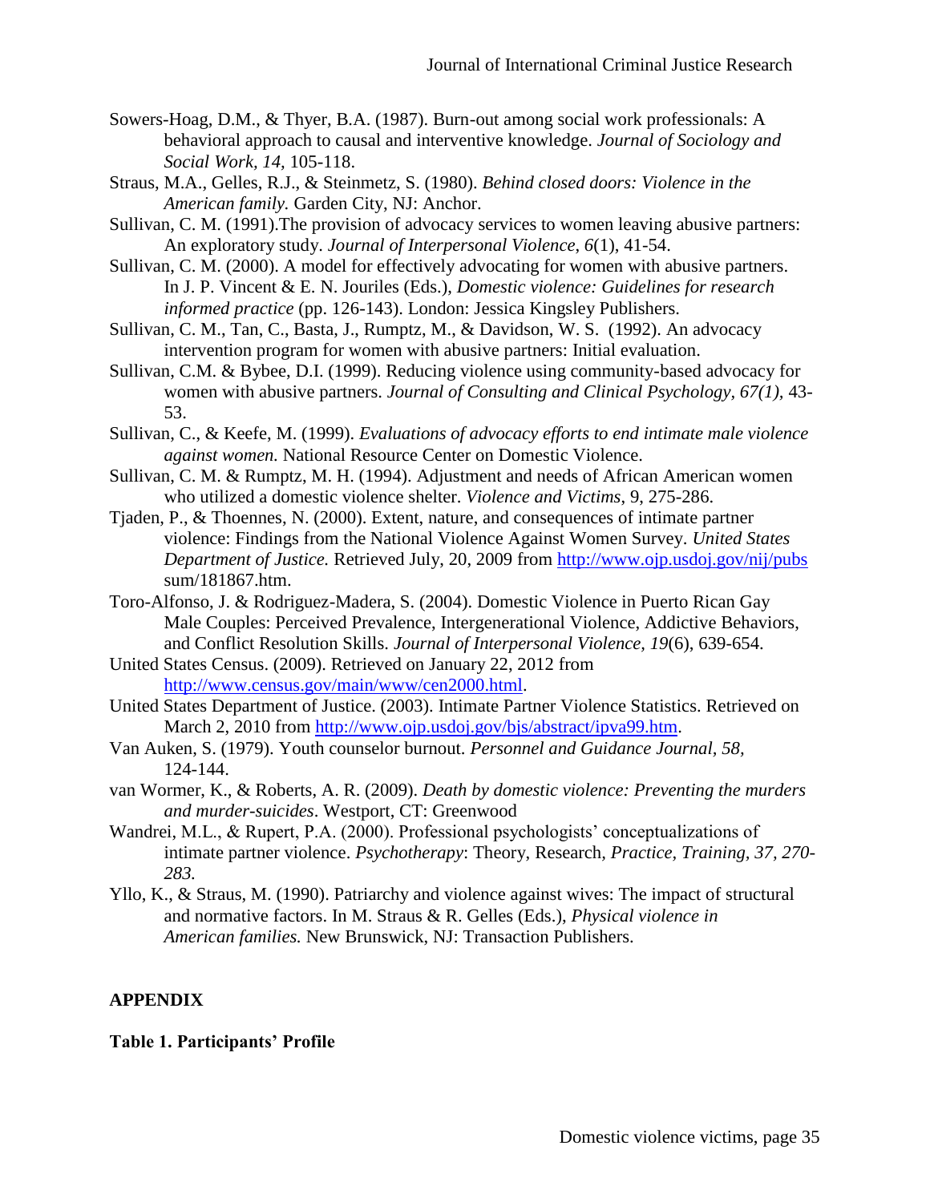Sowers-Hoag, D.M., & Thyer, B.A. (1987). Burn-out among social work professionals: A behavioral approach to causal and interventive knowledge. *Journal of Sociology and Social Work, 14*, 105-118.

Straus, M.A., Gelles, R.J., & Steinmetz, S. (1980). *Behind closed doors: Violence in the American family.* Garden City, NJ: Anchor.

Sullivan, C. M. (1991).The provision of advocacy services to women leaving abusive partners: An exploratory study. *Journal of Interpersonal Violence*, *6*(1), 41-54.

Sullivan, C. M. (2000). A model for effectively advocating for women with abusive partners. In J. P. Vincent & E. N. Jouriles (Eds.), *Domestic violence: Guidelines for research informed practice* (pp. 126-143). London: Jessica Kingsley Publishers.

Sullivan, C. M., Tan, C., Basta, J., Rumptz, M., & Davidson, W. S. (1992). An advocacy intervention program for women with abusive partners: Initial evaluation.

Sullivan, C.M. & Bybee, D.I. (1999). Reducing violence using community-based advocacy for women with abusive partners. *Journal of Consulting and Clinical Psychology, 67(1),* 43-53.

Sullivan, C., & Keefe, M. (1999). *Evaluations of advocacy efforts to end intimate male violence against women.* National Resource Center on Domestic Violence.

Sullivan, C. M. & Rumptz, M. H. (1994). Adjustment and needs of African American women who utilized a domestic violence shelter. *Violence and Victims*, 9, 275-286.

Tjaden, P., & Thoennes, N. (2000). Extent, nature, and consequences of intimate partner violence: Findings from the National Violence Against Women Survey. *United States Department of Justice.* Retrieved July, 20, 2009 from http://www.ojp.usdoj.gov/nij/pubs sum/181867.htm.

Toro-Alfonso, J. & Rodriguez-Madera, S. (2004). Domestic Violence in Puerto Rican Gay Male Couples: Perceived Prevalence, Intergenerational Violence, Addictive Behaviors, and Conflict Resolution Skills. *Journal of Interpersonal Violence*, *19*(6), 639-654.

United States Census. (2009). Retrieved on January 22, 2012 from http://www.census.gov/main/www/cen2000.html.

United States Department of Justice. (2003). Intimate Partner Violence Statistics. Retrieved on March 2, 2010 from http://www.ojp.usdoj.gov/bjs/abstract/ipva99.htm.

Van Auken, S. (1979). Youth counselor burnout. *Personnel and Guidance Journal*, *58*, 124-144.

van Wormer, K., & Roberts, A. R. (2009). *Death by domestic violence: Preventing the murders and murder-suicides*. Westport, CT: Greenwood

Wandrei, M.L., & Rupert, P.A. (2000). Professional psychologists' conceptualizations of intimate partner violence. *Psychotherapy*: Theory, Research*, Practice, Training, 37, 270-283.*

Yllo, K., & Straus, M. (1990). Patriarchy and violence against wives: The impact of structural and normative factors. In M. Straus & R. Gelles (Eds.), *Physical violence in American families.* New Brunswick, NJ: Transaction Publishers.

## APPENDIX

**Table 1. Participants' Profile**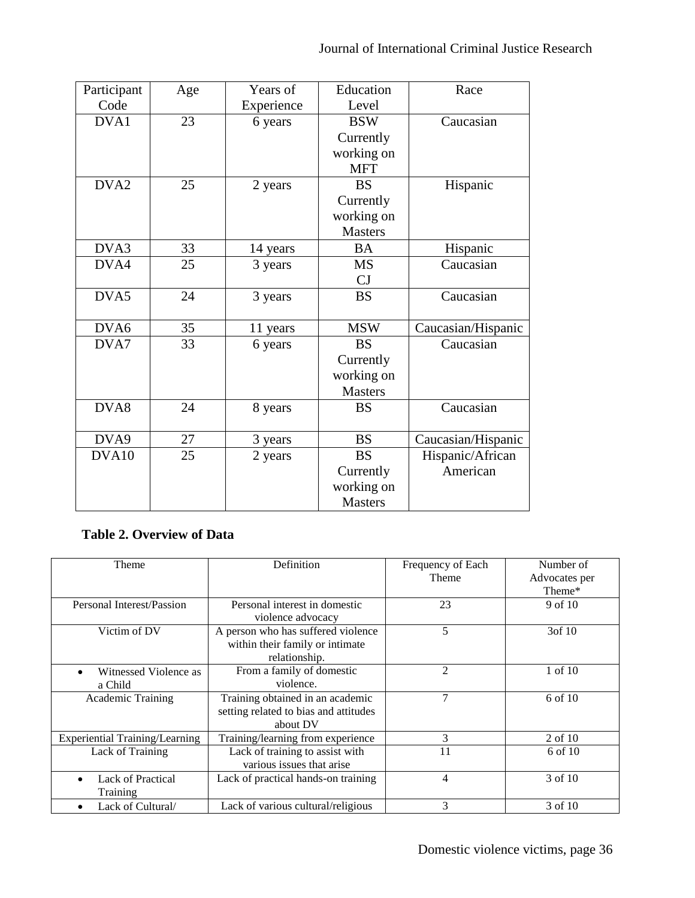| Participant Code | Age | Years of Experience | Education Level | Race |
|---|---|---|---|---|
| DVA1 | 23 | 6 years | BSW Currently working on MFT | Caucasian |
| DVA2 | 25 | 2 years | BS Currently working on Masters | Hispanic |
| DVA3 | 33 | 14 years | BA | Hispanic |
| DVA4 | 25 | 3 years | MS CJ | Caucasian |
| DVA5 | 24 | 3 years | BS | Caucasian |
| DVA6 | 35 | 11 years | MSW | Caucasian/Hispanic |
| DVA7 | 33 | 6 years | BS Currently working on Masters | Caucasian |
| DVA8 | 24 | 8 years | BS | Caucasian |
| DVA9 | 27 | 3 years | BS | Caucasian/Hispanic |
| DVA10 | 25 | 2 years | BS Currently working on Masters | Hispanic/African American |

**Table 2. Overview of Data**

| Theme | Definition | Frequency of Each Theme | Number of Advocates per Theme* |
|---|---|---|---|
| Personal Interest/Passion | Personal interest in domestic violence advocacy | 23 | 9 of 10 |
| Victim of DV | A person who has suffered violence within their family or intimate relationship. | 5 | 3of 10 |
| • Witnessed Violence as a Child | From a family of domestic violence. | 2 | 1 of 10 |
| Academic Training | Training obtained in an academic setting related to bias and attitudes about DV | 7 | 6 of 10 |
| Experiential Training/Learning | Training/learning from experience | 3 | 2 of 10 |
| Lack of Training | Lack of training to assist with various issues that arise | 11 | 6 of 10 |
| • Lack of Practical Training | Lack of practical hands-on training | 4 | 3 of 10 |
| • Lack of Cultural/ | Lack of various cultural/religious | 3 | 3 of 10 |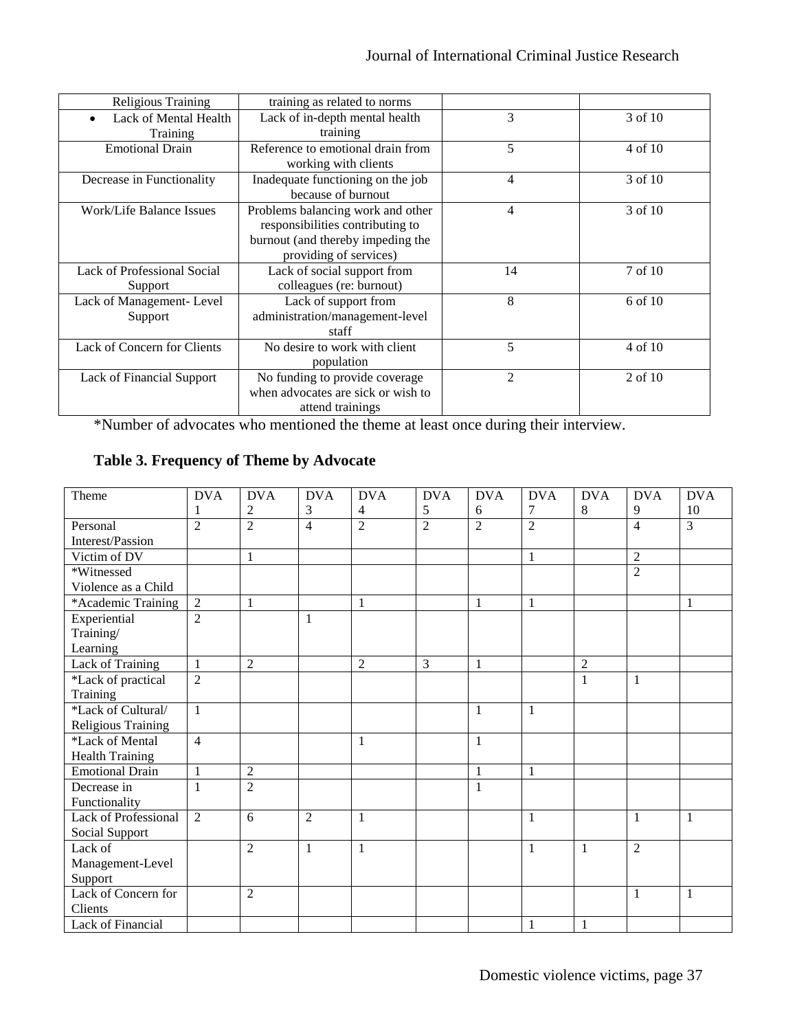| Religious Training | training as related to norms | | |
|---|---|---|---|
| • Lack of Mental Health Training | Lack of in-depth mental health training | 3 | 3 of 10 |
| Emotional Drain | Reference to emotional drain from working with clients | 5 | 4 of 10 |
| Decrease in Functionality | Inadequate functioning on the job because of burnout | 4 | 3 of 10 |
| Work/Life Balance Issues | Problems balancing work and other responsibilities contributing to burnout (and thereby impeding the providing of services) | 4 | 3 of 10 |
| Lack of Professional Social Support | Lack of social support from colleagues (re: burnout) | 14 | 7 of 10 |
| Lack of Management- Level Support | Lack of support from administration/management-level staff | 8 | 6 of 10 |
| Lack of Concern for Clients | No desire to work with client population | 5 | 4 of 10 |
| Lack of Financial Support | No funding to provide coverage when advocates are sick or wish to attend trainings | 2 | 2 of 10 |

*Number of advocates who mentioned the theme at least once during their interview.

**Table 3. Frequency of Theme by Advocate**

| Theme | DVA 1 | DVA 2 | DVA 3 | DVA 4 | DVA 5 | DVA 6 | DVA 7 | DVA 8 | DVA 9 | DVA 10 |
|---|---|---|---|---|---|---|---|---|---|---|
| Personal Interest/Passion | 2 | 2 | 4 | 2 | 2 | 2 | 2 | | 4 | 3 |
| Victim of DV | | 1 | | | | | 1 | | 2 | |
| *Witnessed Violence as a Child | | | | | | | | | 2 | |
| *Academic Training | 2 | 1 | | 1 | | 1 | 1 | | | 1 |
| Experiential Training/ Learning | 2 | | 1 | | | | | | | |
| Lack of Training | 1 | 2 | | 2 | 3 | 1 | | 2 | | |
| *Lack of practical Training | 2 | | | | | | | 1 | 1 | |
| *Lack of Cultural/ Religious Training | 1 | | | | | 1 | 1 | | | |
| *Lack of Mental Health Training | 4 | | | 1 | | 1 | | | | |
| Emotional Drain | 1 | 2 | | | | 1 | 1 | | | |
| Decrease in Functionality | 1 | 2 | | | | 1 | | | | |
| Lack of Professional Social Support | 2 | 6 | 2 | 1 | | | 1 | | 1 | 1 |
| Lack of Management-Level Support | | 2 | 1 | 1 | | | 1 | 1 | 2 | |
| Lack of Concern for Clients | | 2 | | | | | | | 1 | 1 |
| Lack of Financial | | | | | | | 1 | 1 | | |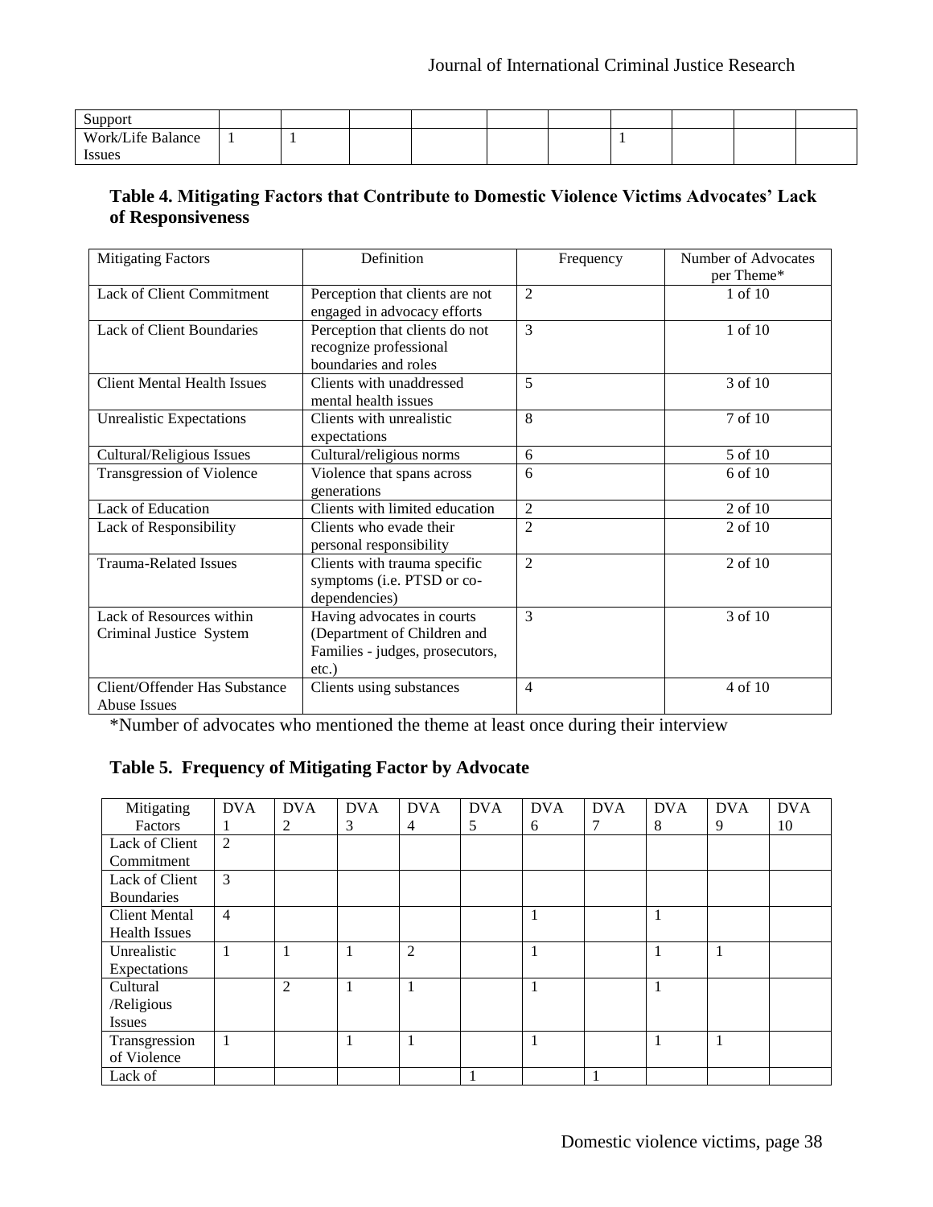| Support | | | | | | | | | | |
|---|---|---|---|---|---|---|---|---|---|---|
| Work/Life Balance Issues | 1 | 1 | | | | | 1 | | | |

### Table 4. Mitigating Factors that Contribute to Domestic Violence Victims Advocates' Lack of Responsiveness

| Mitigating Factors | Definition | Frequency | Number of Advocates per Theme* |
|---|---|---|---|
| Lack of Client Commitment | Perception that clients are not engaged in advocacy efforts | 2 | 1 of 10 |
| Lack of Client Boundaries | Perception that clients do not recognize professional boundaries and roles | 3 | 1 of 10 |
| Client Mental Health Issues | Clients with unaddressed mental health issues | 5 | 3 of 10 |
| Unrealistic Expectations | Clients with unrealistic expectations | 8 | 7 of 10 |
| Cultural/Religious Issues | Cultural/religious norms | 6 | 5 of 10 |
| Transgression of Violence | Violence that spans across generations | 6 | 6 of 10 |
| Lack of Education | Clients with limited education | 2 | 2 of 10 |
| Lack of Responsibility | Clients who evade their personal responsibility | 2 | 2 of 10 |
| Trauma-Related Issues | Clients with trauma specific symptoms (i.e. PTSD or co-dependencies) | 2 | 2 of 10 |
| Lack of Resources within Criminal Justice System | Having advocates in courts (Department of Children and Families - judges, prosecutors, etc.) | 3 | 3 of 10 |
| Client/Offender Has Substance Abuse Issues | Clients using substances | 4 | 4 of 10 |

*Number of advocates who mentioned the theme at least once during their interview

### Table 5. Frequency of Mitigating Factor by Advocate

| Mitigating Factors | DVA 1 | DVA 2 | DVA 3 | DVA 4 | DVA 5 | DVA 6 | DVA 7 | DVA 8 | DVA 9 | DVA 10 |
|---|---|---|---|---|---|---|---|---|---|---|
| Lack of Client Commitment | 2 | | | | | | | | | |
| Lack of Client Boundaries | 3 | | | | | | | | | |
| Client Mental Health Issues | 4 | | | | | 1 | | 1 | | |
| Unrealistic Expectations | 1 | 1 | 1 | 2 | | 1 | | 1 | 1 | |
| Cultural /Religious Issues | | 2 | 1 | 1 | | 1 | | 1 | | |
| Transgression of Violence | 1 | | 1 | 1 | | 1 | | 1 | 1 | |
| Lack of | | | | | 1 | | 1 | | | |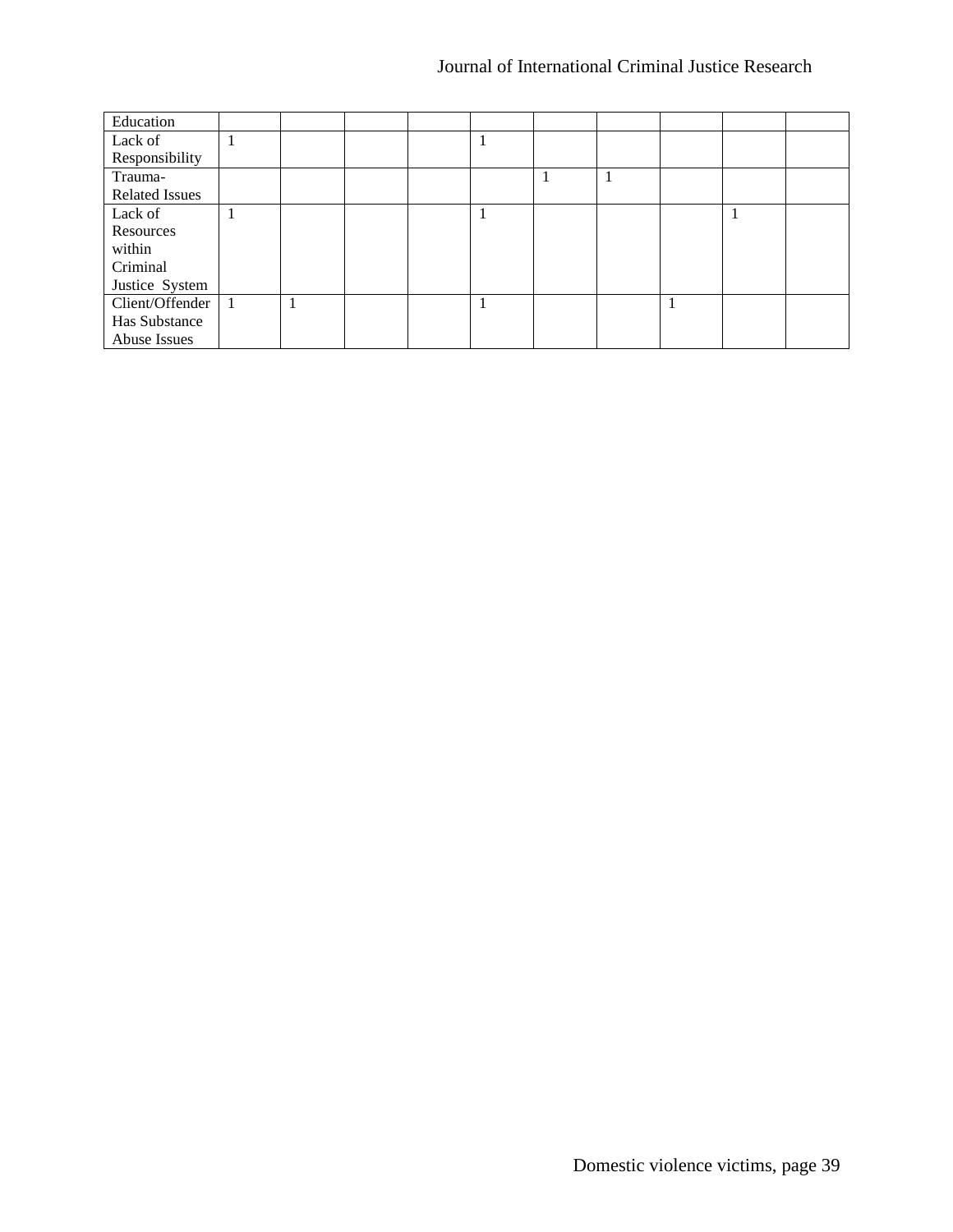| | | | | | | | | | | |
|---|---|---|---|---|---|---|---|---|---|---|
| Education | | | | | | | | | | |
| Lack of Responsibility | 1 | | | | 1 | | | | | |
| Trauma-Related Issues | | | | | | 1 | 1 | | | |
| Lack of Resources within Criminal Justice System | 1 | | | | 1 | | | | 1 | |
| Client/Offender Has Substance Abuse Issues | 1 | 1 | | | 1 | | | 1 | | |